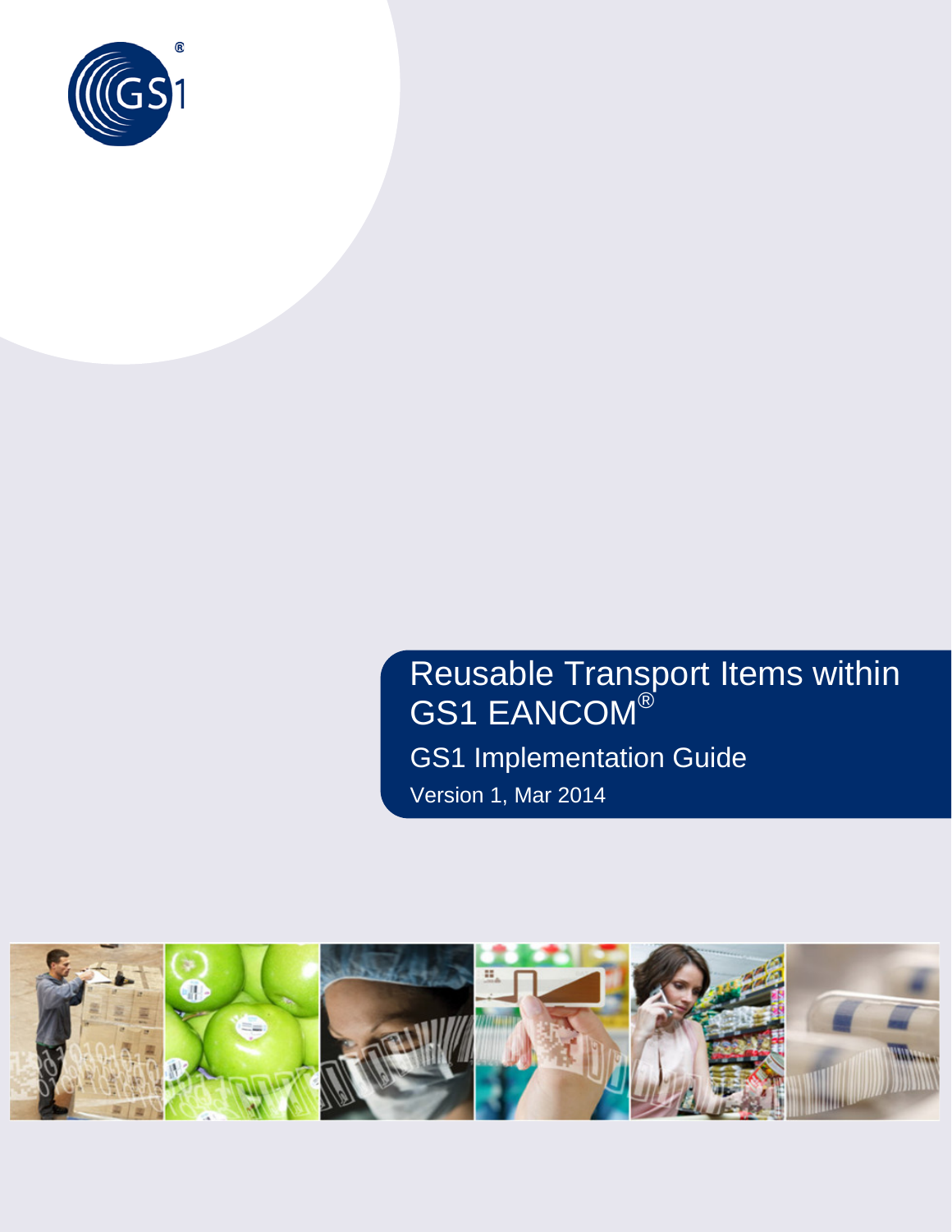# Reusable Transport Items within GS1 EANCOM®

## GS1 Implementation Guide

Version 1, Mar 2014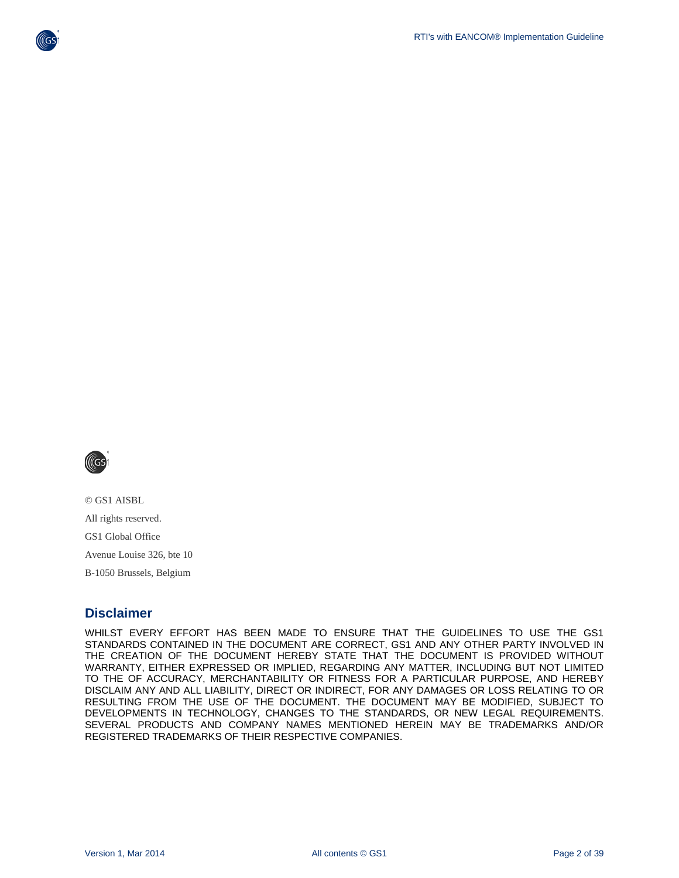© GS1 AISBL

All rights reserved.

GS1 Global Office

Avenue Louise 326, bte 10

B-1050 Brussels, Belgium

## Disclaimer

WHILST EVERY EFFORT HAS BEEN MADE TO ENSURE THAT THE GUIDELINES TO USE THE GS1 STANDARDS CONTAINED IN THE DOCUMENT ARE CORRECT, GS1 AND ANY OTHER PARTY INVOLVED IN THE CREATION OF THE DOCUMENT HEREBY STATE THAT THE DOCUMENT IS PROVIDED WITHOUT WARRANTY, EITHER EXPRESSED OR IMPLIED, REGARDING ANY MATTER, INCLUDING BUT NOT LIMITED TO THE OF ACCURACY, MERCHANTABILITY OR FITNESS FOR A PARTICULAR PURPOSE, AND HEREBY DISCLAIM ANY AND ALL LIABILITY, DIRECT OR INDIRECT, FOR ANY DAMAGES OR LOSS RELATING TO OR RESULTING FROM THE USE OF THE DOCUMENT. THE DOCUMENT MAY BE MODIFIED, SUBJECT TO DEVELOPMENTS IN TECHNOLOGY, CHANGES TO THE STANDARDS, OR NEW LEGAL REQUIREMENTS. SEVERAL PRODUCTS AND COMPANY NAMES MENTIONED HEREIN MAY BE TRADEMARKS AND/OR REGISTERED TRADEMARKS OF THEIR RESPECTIVE COMPANIES.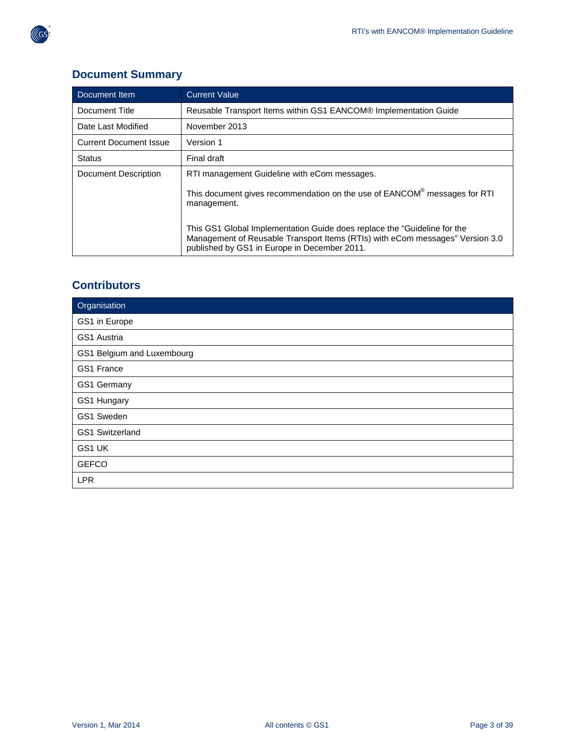## Document Summary

| Document Item | Current Value |
|---|---|
| Document Title | Reusable Transport Items within GS1 EANCOM® Implementation Guide |
| Date Last Modified | November 2013 |
| Current Document Issue | Version 1 |
| Status | Final draft |
| Document Description | RTI management Guideline with eCom messages.<br><br>This document gives recommendation on the use of EANCOM® messages for RTI management.<br><br>This GS1 Global Implementation Guide does replace the "Guideline for the Management of Reusable Transport Items (RTIs) with eCom messages" Version 3.0 published by GS1 in Europe in December 2011. |

## Contributors

| Organisation |
|---|
| GS1 in Europe |
| GS1 Austria |
| GS1 Belgium and Luxembourg |
| GS1 France |
| GS1 Germany |
| GS1 Hungary |
| GS1 Sweden |
| GS1 Switzerland |
| GS1 UK |
| GEFCO |
| LPR |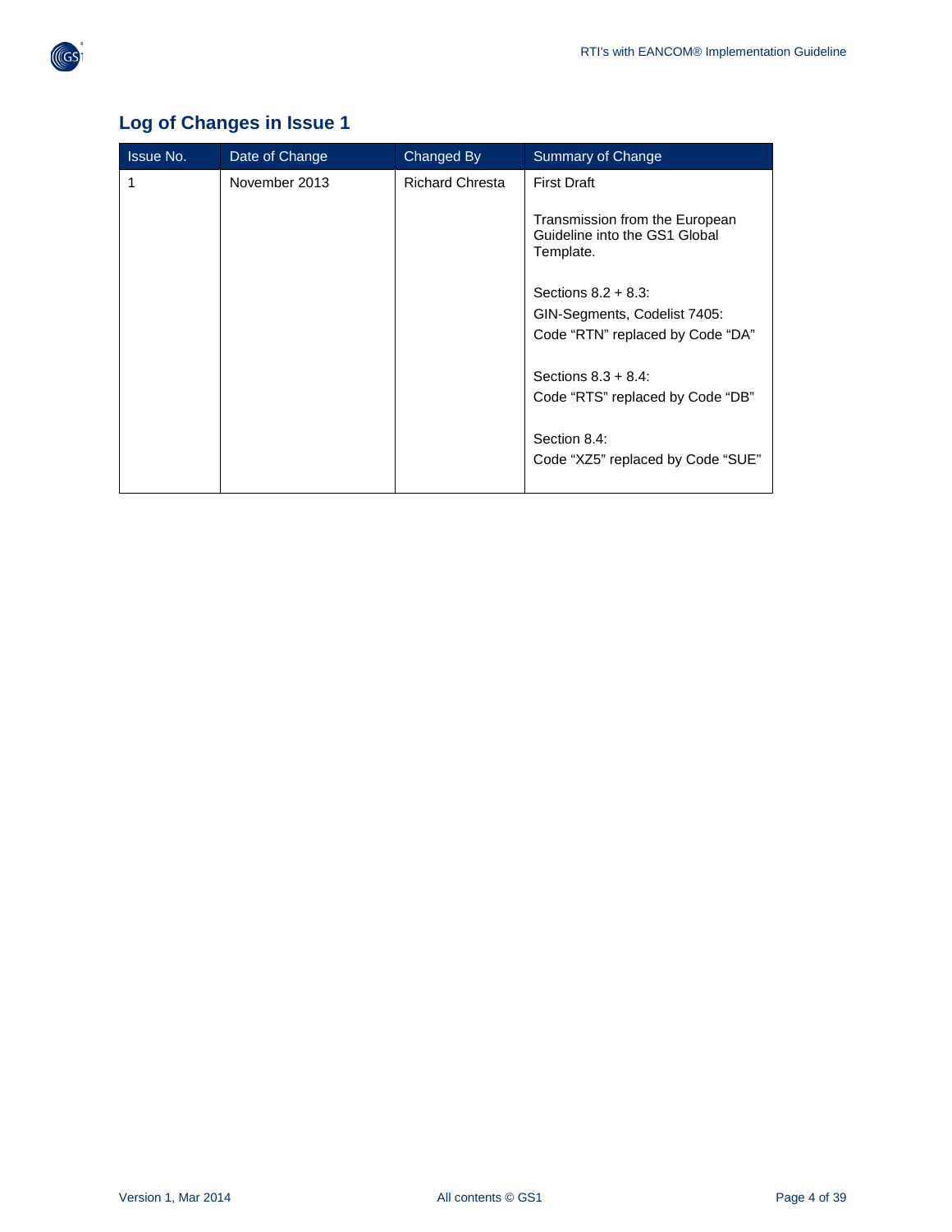## Log of Changes in Issue 1

| Issue No. | Date of Change | Changed By | Summary of Change |
|---|---|---|---|
| 1 | November 2013 | Richard Chresta | First Draft<br><br>Transmission from the European Guideline into the GS1 Global Template.<br><br>Sections 8.2 + 8.3:<br>GIN-Segments, Codelist 7405:<br>Code “RTN” replaced by Code “DA”<br><br>Sections 8.3 + 8.4:<br>Code “RTS” replaced by Code “DB”<br><br>Section 8.4:<br>Code “XZ5” replaced by Code “SUE” |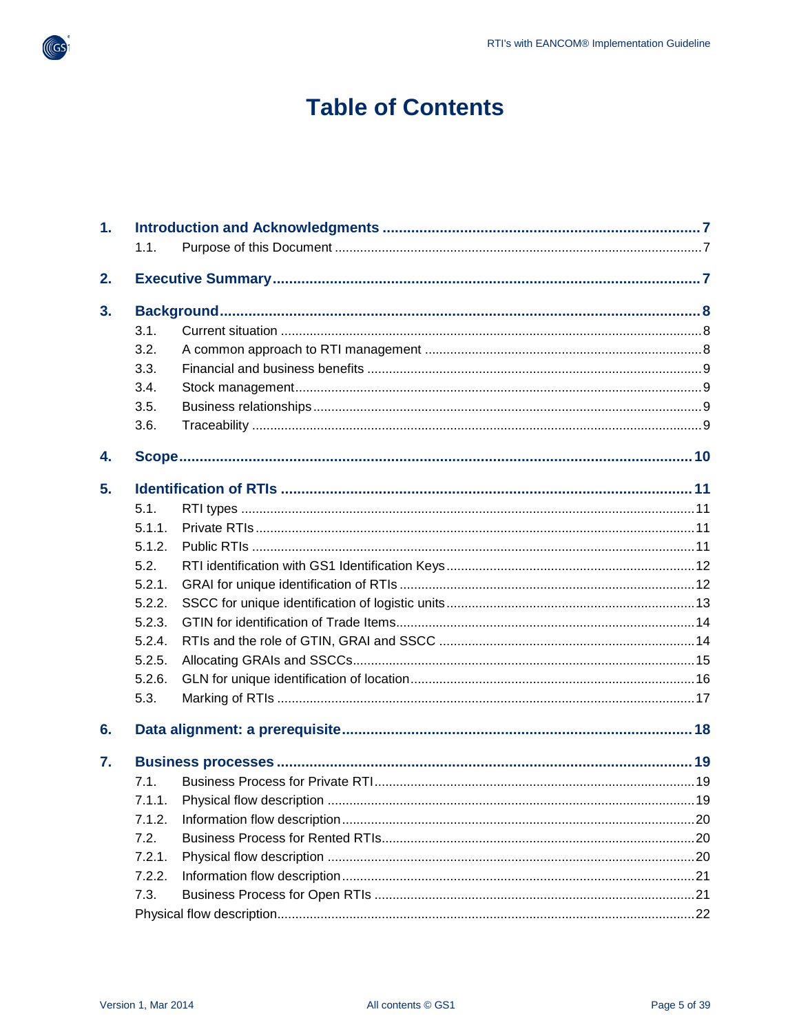# Table of Contents

**1. Introduction and Acknowledgments ... 7**
- 1.1. Purpose of this Document ... 7

**2. Executive Summary ... 7**

**3. Background ... 8**
- 3.1. Current situation ... 8
- 3.2. A common approach to RTI management ... 8
- 3.3. Financial and business benefits ... 9
- 3.4. Stock management ... 9
- 3.5. Business relationships ... 9
- 3.6. Traceability ... 9

**4. Scope ... 10**

**5. Identification of RTIs ... 11**
- 5.1. RTI types ... 11
- 5.1.1. Private RTIs ... 11
- 5.1.2. Public RTIs ... 11
- 5.2. RTI identification with GS1 Identification Keys ... 12
- 5.2.1. GRAI for unique identification of RTIs ... 12
- 5.2.2. SSCC for unique identification of logistic units ... 13
- 5.2.3. GTIN for identification of Trade Items ... 14
- 5.2.4. RTIs and the role of GTIN, GRAI and SSCC ... 14
- 5.2.5. Allocating GRAIs and SSCCs ... 15
- 5.2.6. GLN for unique identification of location ... 16
- 5.3. Marking of RTIs ... 17

**6. Data alignment: a prerequisite ... 18**

**7. Business processes ... 19**
- 7.1. Business Process for Private RTI ... 19
- 7.1.1. Physical flow description ... 19
- 7.1.2. Information flow description ... 20
- 7.2. Business Process for Rented RTIs ... 20
- 7.2.1. Physical flow description ... 20
- 7.2.2. Information flow description ... 21
- 7.3. Business Process for Open RTIs ... 21
- Physical flow description ... 22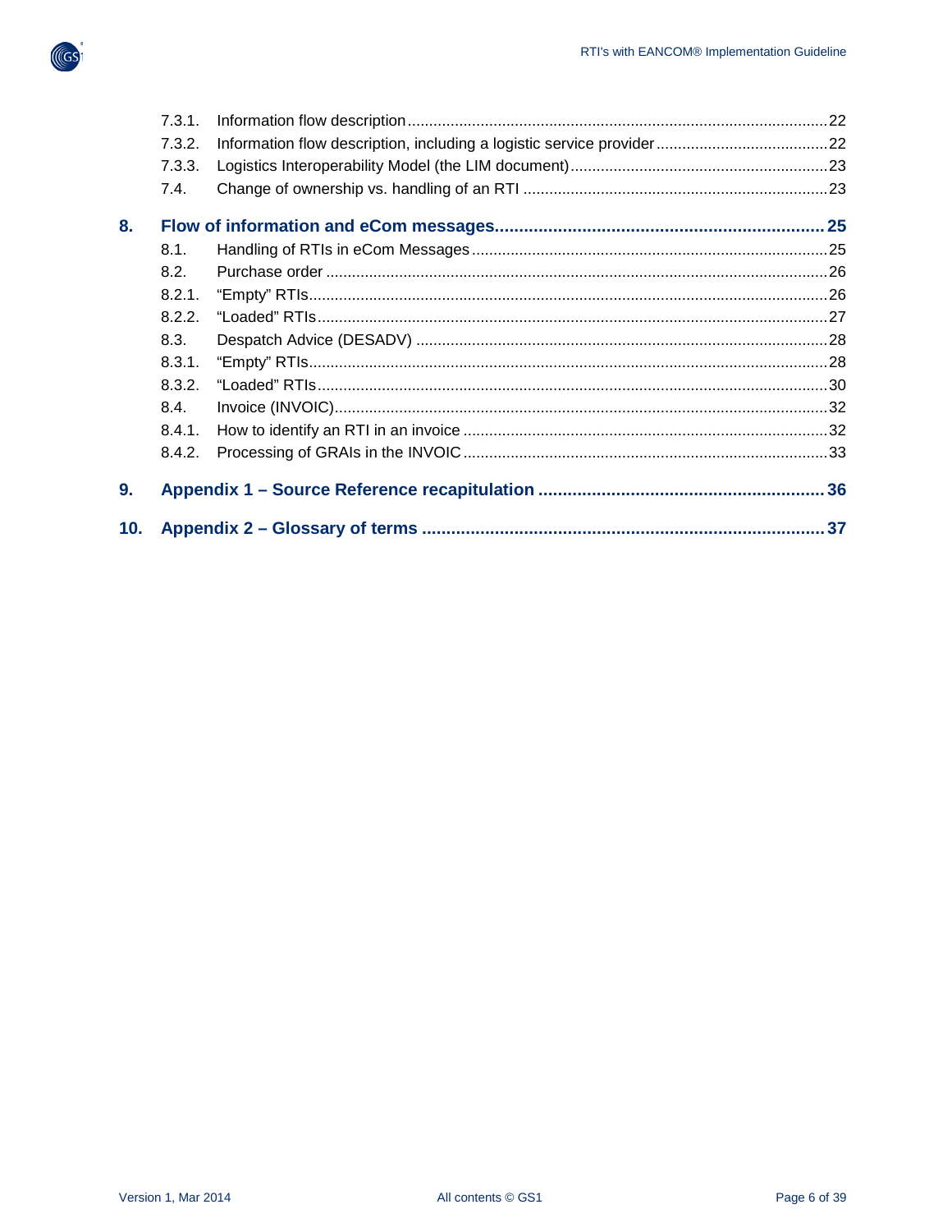7.3.1. Information flow description ..... 22
7.3.2. Information flow description, including a logistic service provider ..... 22
7.3.3. Logistics Interoperability Model (the LIM document) ..... 23
7.4. Change of ownership vs. handling of an RTI ..... 23

**8. Flow of information and eCom messages ..... 25**

8.1. Handling of RTIs in eCom Messages ..... 25
8.2. Purchase order ..... 26
8.2.1. "Empty" RTIs ..... 26
8.2.2. "Loaded" RTIs ..... 27
8.3. Despatch Advice (DESADV) ..... 28
8.3.1. "Empty" RTIs ..... 28
8.3.2. "Loaded" RTIs ..... 30
8.4. Invoice (INVOIC) ..... 32
8.4.1. How to identify an RTI in an invoice ..... 32
8.4.2. Processing of GRAIs in the INVOIC ..... 33

**9. Appendix 1 – Source Reference recapitulation ..... 36**

**10. Appendix 2 – Glossary of terms ..... 37**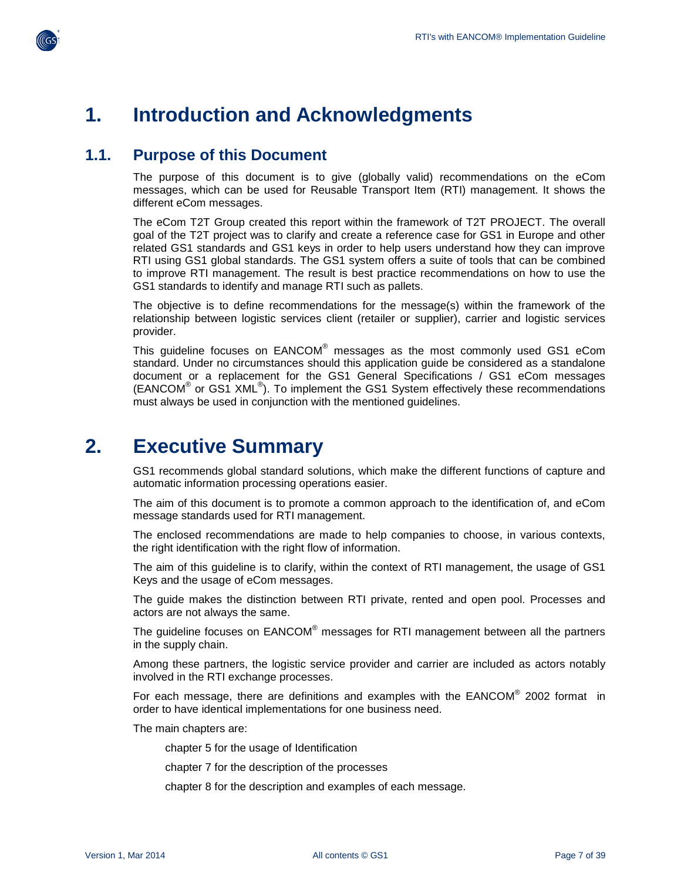# 1. Introduction and Acknowledgments

## 1.1. Purpose of this Document

The purpose of this document is to give (globally valid) recommendations on the eCom messages, which can be used for Reusable Transport Item (RTI) management. It shows the different eCom messages.

The eCom T2T Group created this report within the framework of T2T PROJECT. The overall goal of the T2T project was to clarify and create a reference case for GS1 in Europe and other related GS1 standards and GS1 keys in order to help users understand how they can improve RTI using GS1 global standards. The GS1 system offers a suite of tools that can be combined to improve RTI management. The result is best practice recommendations on how to use the GS1 standards to identify and manage RTI such as pallets.

The objective is to define recommendations for the message(s) within the framework of the relationship between logistic services client (retailer or supplier), carrier and logistic services provider.

This guideline focuses on EANCOM® messages as the most commonly used GS1 eCom standard. Under no circumstances should this application guide be considered as a standalone document or a replacement for the GS1 General Specifications / GS1 eCom messages (EANCOM® or GS1 XML®). To implement the GS1 System effectively these recommendations must always be used in conjunction with the mentioned guidelines.

# 2. Executive Summary

GS1 recommends global standard solutions, which make the different functions of capture and automatic information processing operations easier.

The aim of this document is to promote a common approach to the identification of, and eCom message standards used for RTI management.

The enclosed recommendations are made to help companies to choose, in various contexts, the right identification with the right flow of information.

The aim of this guideline is to clarify, within the context of RTI management, the usage of GS1 Keys and the usage of eCom messages.

The guide makes the distinction between RTI private, rented and open pool. Processes and actors are not always the same.

The guideline focuses on EANCOM® messages for RTI management between all the partners in the supply chain.

Among these partners, the logistic service provider and carrier are included as actors notably involved in the RTI exchange processes.

For each message, there are definitions and examples with the EANCOM® 2002 format in order to have identical implementations for one business need.

The main chapters are:

chapter 5 for the usage of Identification

chapter 7 for the description of the processes

chapter 8 for the description and examples of each message.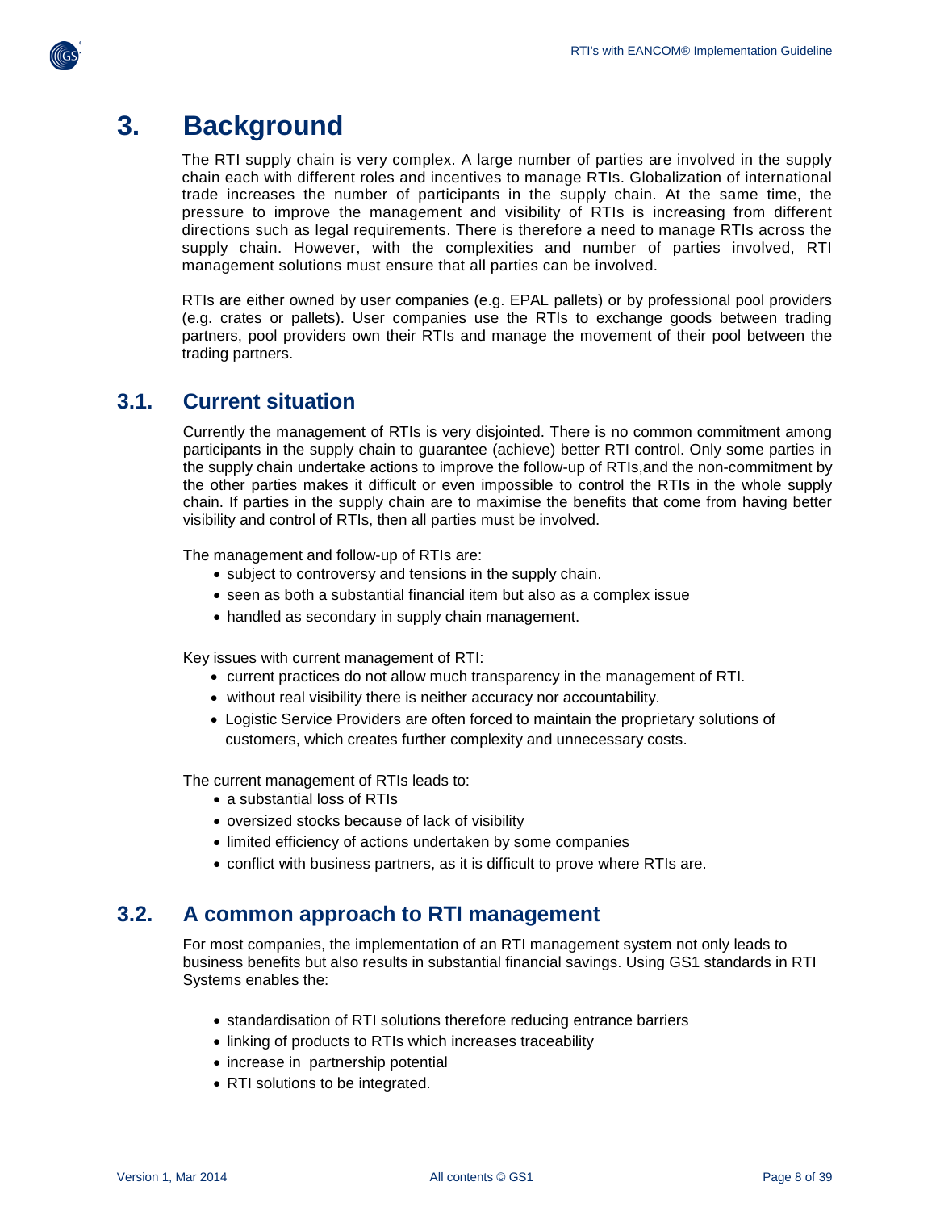# 3. Background

The RTI supply chain is very complex. A large number of parties are involved in the supply chain each with different roles and incentives to manage RTIs. Globalization of international trade increases the number of participants in the supply chain. At the same time, the pressure to improve the management and visibility of RTIs is increasing from different directions such as legal requirements. There is therefore a need to manage RTIs across the supply chain. However, with the complexities and number of parties involved, RTI management solutions must ensure that all parties can be involved.

RTIs are either owned by user companies (e.g. EPAL pallets) or by professional pool providers (e.g. crates or pallets). User companies use the RTIs to exchange goods between trading partners, pool providers own their RTIs and manage the movement of their pool between the trading partners.

## 3.1. Current situation

Currently the management of RTIs is very disjointed. There is no common commitment among participants in the supply chain to guarantee (achieve) better RTI control. Only some parties in the supply chain undertake actions to improve the follow-up of RTIs,and the non-commitment by the other parties makes it difficult or even impossible to control the RTIs in the whole supply chain. If parties in the supply chain are to maximise the benefits that come from having better visibility and control of RTIs, then all parties must be involved.

The management and follow-up of RTIs are:

- subject to controversy and tensions in the supply chain.
- seen as both a substantial financial item but also as a complex issue
- handled as secondary in supply chain management.

Key issues with current management of RTI:

- current practices do not allow much transparency in the management of RTI.
- without real visibility there is neither accuracy nor accountability.
- Logistic Service Providers are often forced to maintain the proprietary solutions of customers, which creates further complexity and unnecessary costs.

The current management of RTIs leads to:

- a substantial loss of RTIs
- oversized stocks because of lack of visibility
- limited efficiency of actions undertaken by some companies
- conflict with business partners, as it is difficult to prove where RTIs are.

## 3.2. A common approach to RTI management

For most companies, the implementation of an RTI management system not only leads to business benefits but also results in substantial financial savings. Using GS1 standards in RTI Systems enables the:

- standardisation of RTI solutions therefore reducing entrance barriers
- linking of products to RTIs which increases traceability
- increase in partnership potential
- RTI solutions to be integrated.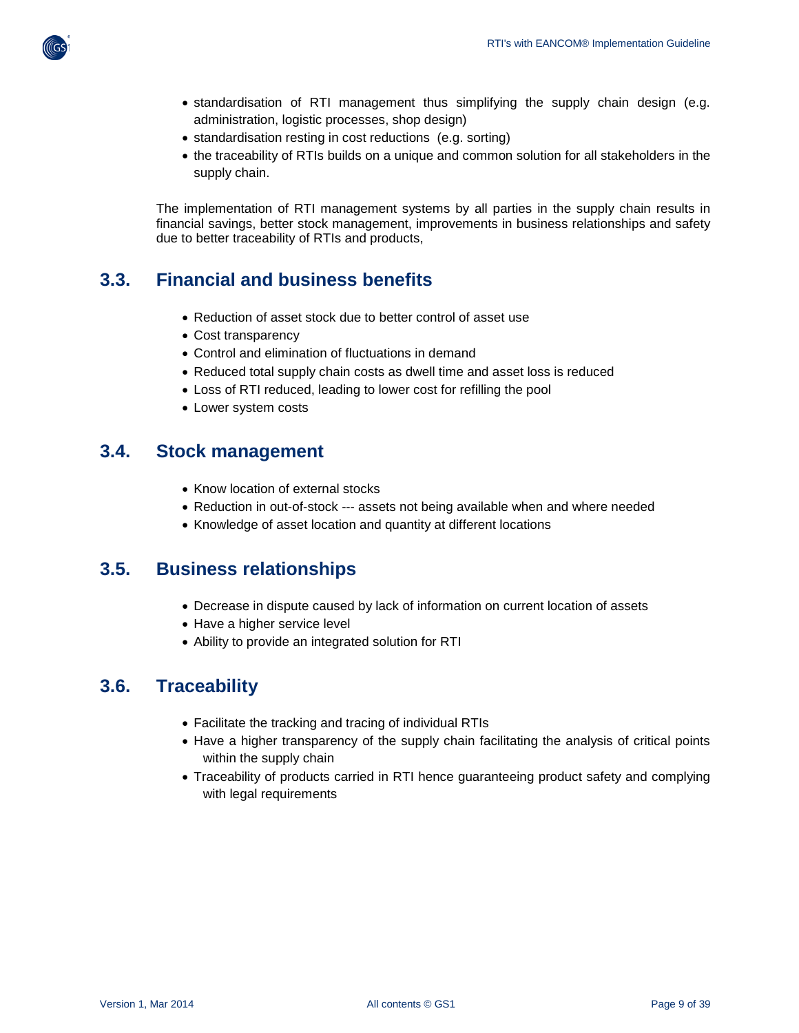- standardisation of RTI management thus simplifying the supply chain design (e.g. administration, logistic processes, shop design)
- standardisation resting in cost reductions  (e.g. sorting)
- the traceability of RTIs builds on a unique and common solution for all stakeholders in the supply chain.

The implementation of RTI management systems by all parties in the supply chain results in financial savings, better stock management, improvements in business relationships and safety due to better traceability of RTIs and products,

## 3.3. Financial and business benefits

- Reduction of asset stock due to better control of asset use
- Cost transparency
- Control and elimination of fluctuations in demand
- Reduced total supply chain costs as dwell time and asset loss is reduced
- Loss of RTI reduced, leading to lower cost for refilling the pool
- Lower system costs

## 3.4. Stock management

- Know location of external stocks
- Reduction in out-of-stock --- assets not being available when and where needed
- Knowledge of asset location and quantity at different locations

## 3.5. Business relationships

- Decrease in dispute caused by lack of information on current location of assets
- Have a higher service level
- Ability to provide an integrated solution for RTI

## 3.6. Traceability

- Facilitate the tracking and tracing of individual RTIs
- Have a higher transparency of the supply chain facilitating the analysis of critical points within the supply chain
- Traceability of products carried in RTI hence guaranteeing product safety and complying with legal requirements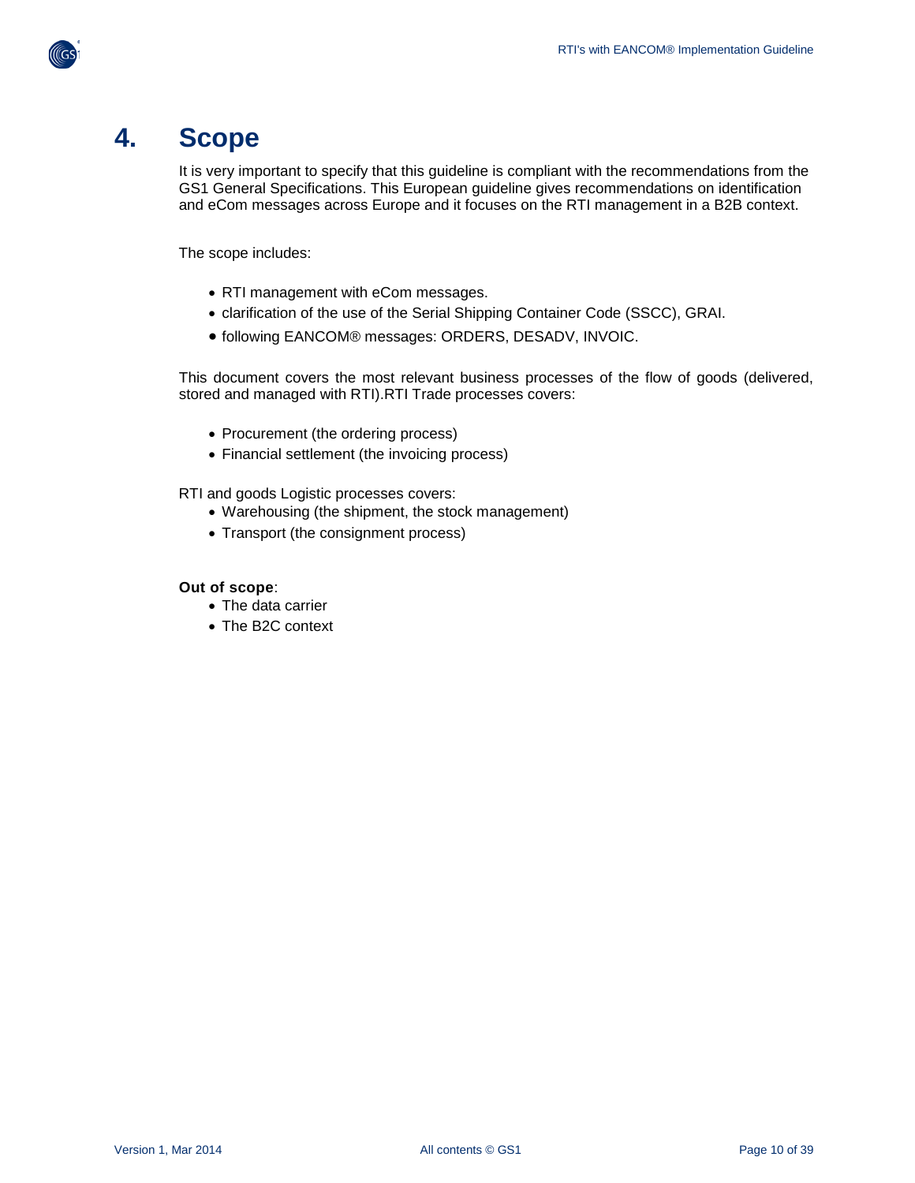# 4. Scope

It is very important to specify that this guideline is compliant with the recommendations from the GS1 General Specifications. This European guideline gives recommendations on identification and eCom messages across Europe and it focuses on the RTI management in a B2B context.

The scope includes:

- RTI management with eCom messages.
- clarification of the use of the Serial Shipping Container Code (SSCC), GRAI.
- following EANCOM® messages: ORDERS, DESADV, INVOIC.

This document covers the most relevant business processes of the flow of goods (delivered, stored and managed with RTI).RTI Trade processes covers:

- Procurement (the ordering process)
- Financial settlement (the invoicing process)

RTI and goods Logistic processes covers:

- Warehousing (the shipment, the stock management)
- Transport (the consignment process)

**Out of scope**:

- The data carrier
- The B2C context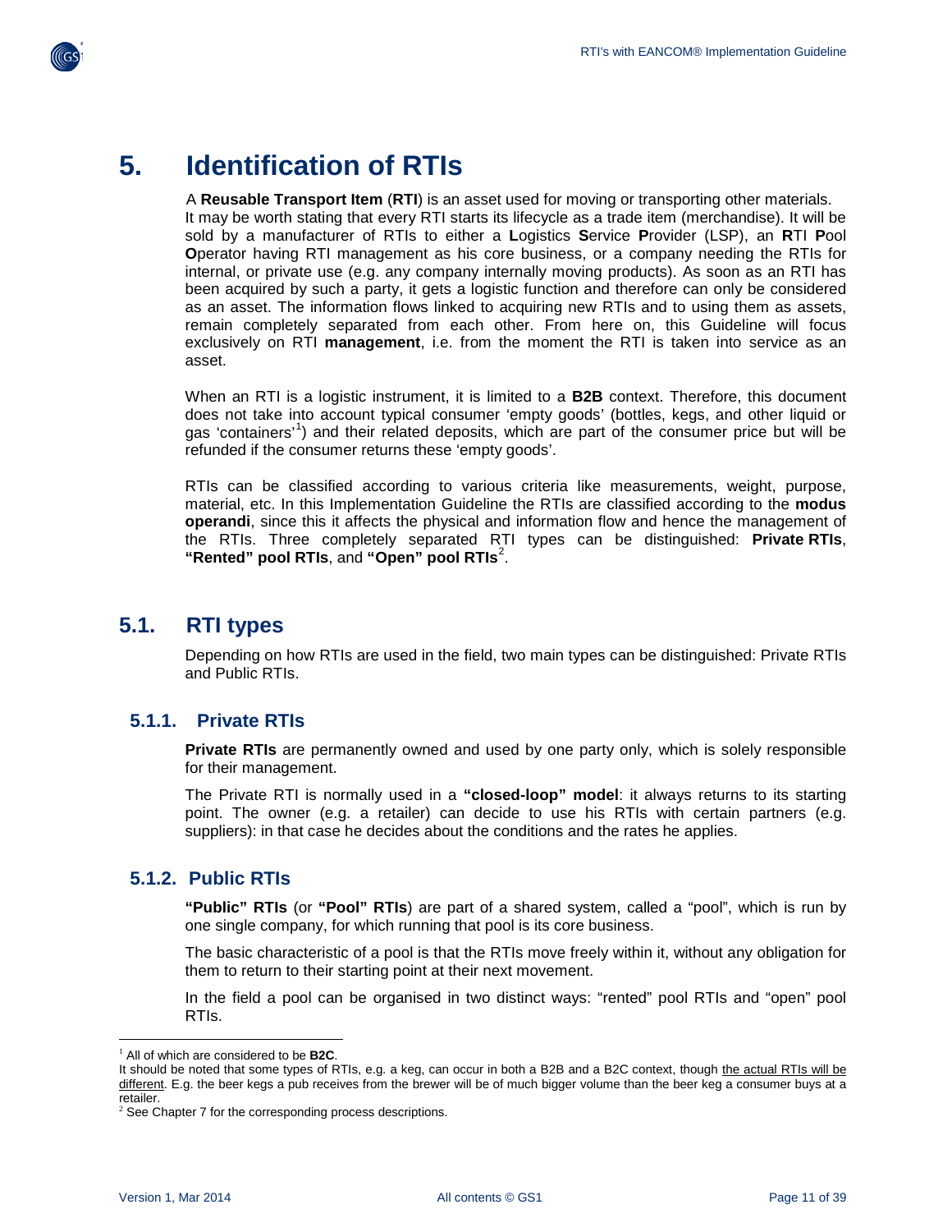# 5. Identification of RTIs

A **Reusable Transport Item** (**RTI**) is an asset used for moving or transporting other materials. It may be worth stating that every RTI starts its lifecycle as a trade item (merchandise). It will be sold by a manufacturer of RTIs to either a **L**ogistics **S**ervice **P**rovider (LSP), an **R**TI **P**ool **O**perator having RTI management as his core business, or a company needing the RTIs for internal, or private use (e.g. any company internally moving products). As soon as an RTI has been acquired by such a party, it gets a logistic function and therefore can only be considered as an asset. The information flows linked to acquiring new RTIs and to using them as assets, remain completely separated from each other. From here on, this Guideline will focus exclusively on RTI **management**, i.e. from the moment the RTI is taken into service as an asset.

When an RTI is a logistic instrument, it is limited to a **B2B** context. Therefore, this document does not take into account typical consumer 'empty goods' (bottles, kegs, and other liquid or gas 'containers'[1]) and their related deposits, which are part of the consumer price but will be refunded if the consumer returns these 'empty goods'.

RTIs can be classified according to various criteria like measurements, weight, purpose, material, etc. In this Implementation Guideline the RTIs are classified according to the **modus operandi**, since this it affects the physical and information flow and hence the management of the RTIs. Three completely separated RTI types can be distinguished: **Private RTIs**, **"Rented" pool RTIs**, and **"Open" pool RTIs**[2].

## 5.1. RTI types

Depending on how RTIs are used in the field, two main types can be distinguished: Private RTIs and Public RTIs.

### 5.1.1. Private RTIs

**Private RTIs** are permanently owned and used by one party only, which is solely responsible for their management.

The Private RTI is normally used in a **"closed-loop" model**: it always returns to its starting point. The owner (e.g. a retailer) can decide to use his RTIs with certain partners (e.g. suppliers): in that case he decides about the conditions and the rates he applies.

### 5.1.2. Public RTIs

**"Public" RTIs** (or **"Pool" RTIs**) are part of a shared system, called a "pool", which is run by one single company, for which running that pool is its core business.

The basic characteristic of a pool is that the RTIs move freely within it, without any obligation for them to return to their starting point at their next movement.

In the field a pool can be organised in two distinct ways: "rented" pool RTIs and "open" pool RTIs.

---

[1] All of which are considered to be **B2C**.
It should be noted that some types of RTIs, e.g. a keg, can occur in both a B2B and a B2C context, though <u>the actual RTIs will be different</u>. E.g. the beer kegs a pub receives from the brewer will be of much bigger volume than the beer keg a consumer buys at a retailer.

[2] See Chapter 7 for the corresponding process descriptions.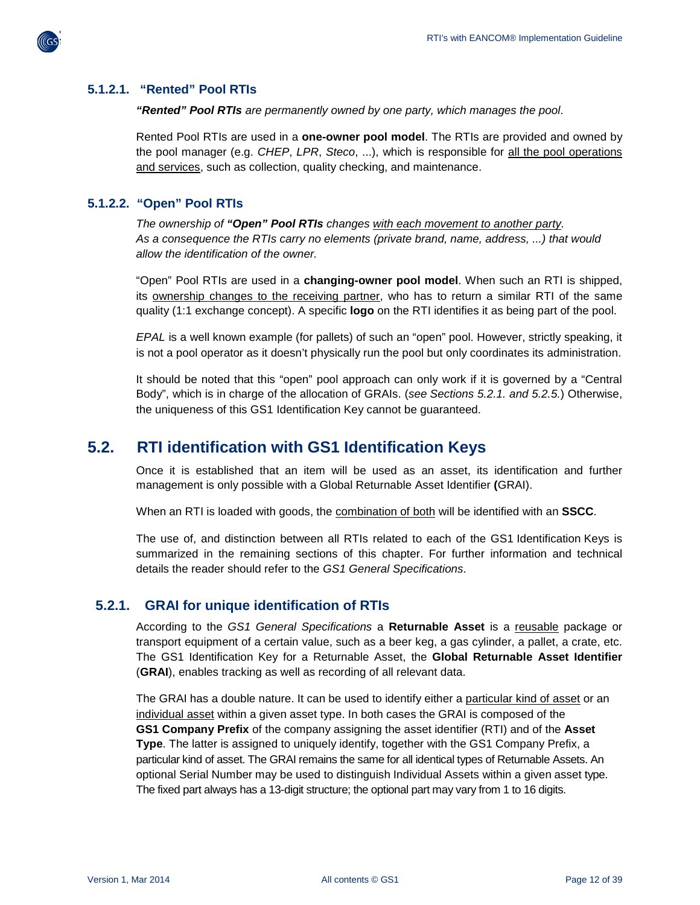#### 5.1.2.1. "Rented" Pool RTIs

***"Rented" Pool RTIs** are permanently owned by one party, which manages the pool*.

Rented Pool RTIs are used in a **one-owner pool model**. The RTIs are provided and owned by the pool manager (e.g. *CHEP*, *LPR*, *Steco*, ...), which is responsible for <u>all the pool operations and services</u>, such as collection, quality checking, and maintenance.

#### 5.1.2.2. "Open" Pool RTIs

*The ownership of **"Open" Pool RTIs** changes <u>with each movement to another party</u>. As a consequence the RTIs carry no elements (private brand, name, address, ...) that would allow the identification of the owner.*

"Open" Pool RTIs are used in a **changing-owner pool model**. When such an RTI is shipped, its <u>ownership changes to the receiving partner</u>, who has to return a similar RTI of the same quality (1:1 exchange concept). A specific **logo** on the RTI identifies it as being part of the pool.

*EPAL* is a well known example (for pallets) of such an "open" pool. However, strictly speaking, it is not a pool operator as it doesn't physically run the pool but only coordinates its administration.

It should be noted that this "open" pool approach can only work if it is governed by a "Central Body", which is in charge of the allocation of GRAIs. (*see Sections 5.2.1. and 5.2.5.*) Otherwise, the uniqueness of this GS1 Identification Key cannot be guaranteed.

## 5.2. RTI identification with GS1 Identification Keys

Once it is established that an item will be used as an asset, its identification and further management is only possible with a Global Returnable Asset Identifier **(**GRAI).

When an RTI is loaded with goods, the <u>combination of both</u> will be identified with an **SSCC**.

The use of, and distinction between all RTIs related to each of the GS1 Identification Keys is summarized in the remaining sections of this chapter. For further information and technical details the reader should refer to the *GS1 General Specifications*.

### 5.2.1. GRAI for unique identification of RTIs

According to the *GS1 General Specifications* a **Returnable Asset** is a <u>reusable</u> package or transport equipment of a certain value, such as a beer keg, a gas cylinder, a pallet, a crate, etc. The GS1 Identification Key for a Returnable Asset, the **Global Returnable Asset Identifier** (**GRAI**), enables tracking as well as recording of all relevant data.

The GRAI has a double nature. It can be used to identify either a <u>particular kind of asset</u> or an <u>individual asset</u> within a given asset type. In both cases the GRAI is composed of the **GS1 Company Prefix** of the company assigning the asset identifier (RTI) and of the **Asset Type**. The latter is assigned to uniquely identify, together with the GS1 Company Prefix, a particular kind of asset. The GRAI remains the same for all identical types of Returnable Assets. An optional Serial Number may be used to distinguish Individual Assets within a given asset type. The fixed part always has a 13-digit structure; the optional part may vary from 1 to 16 digits.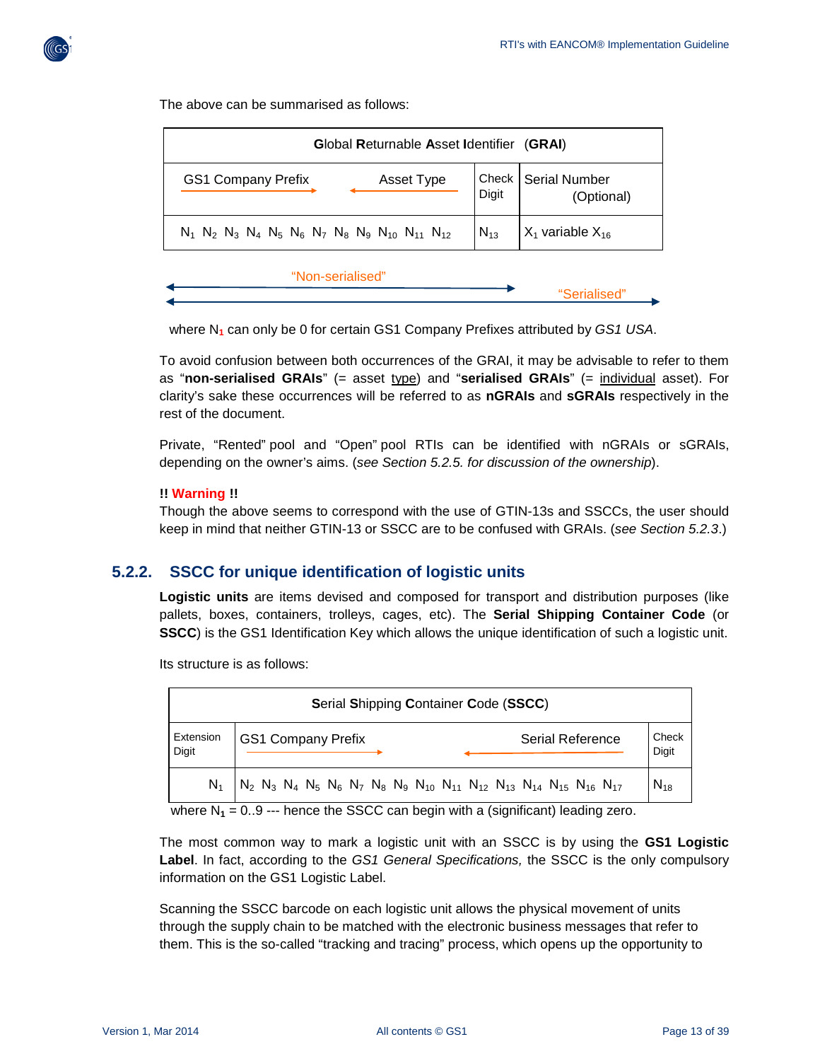The above can be summarised as follows:

| Global Returnable Asset Identifier (GRAI) | | |
|---|---|---|
| GS1 Company Prefix → ← Asset Type | Check Digit | Serial Number (Optional) |
| $N_1$ $N_2$ $N_3$ $N_4$ $N_5$ $N_6$ $N_7$ $N_8$ $N_9$ $N_{10}$ $N_{11}$ $N_{12}$ | $N_{13}$ | $X_1$ variable $X_{16}$ |

"Non-serialised" (covers $N_1$ – $N_{13}$)

"Serialised" (covers $N_1$ – $X_{16}$)

where $N_1$ can only be 0 for certain GS1 Company Prefixes attributed by *GS1 USA*.

To avoid confusion between both occurrences of the GRAI, it may be advisable to refer to them as "**non-serialised GRAIs**" (= asset type) and "**serialised GRAIs**" (= individual asset). For clarity's sake these occurrences will be referred to as **nGRAIs** and **sGRAIs** respectively in the rest of the document.

Private, "Rented" pool and "Open" pool RTIs can be identified with nGRAIs or sGRAIs, depending on the owner's aims. (*see Section 5.2.5. for discussion of the ownership*).

**!! Warning !!**

Though the above seems to correspond with the use of GTIN-13s and SSCCs, the user should keep in mind that neither GTIN-13 or SSCC are to be confused with GRAIs. (*see Section 5.2.3*.)

## 5.2.2. SSCC for unique identification of logistic units

**Logistic units** are items devised and composed for transport and distribution purposes (like pallets, boxes, containers, trolleys, cages, etc). The **Serial Shipping Container Code** (or **SSCC**) is the GS1 Identification Key which allows the unique identification of such a logistic unit.

Its structure is as follows:

| Serial Shipping Container Code (SSCC) | | |
|---|---|---|
| Extension Digit | GS1 Company Prefix → ← Serial Reference | Check Digit |
| $N_1$ | $N_2$ $N_3$ $N_4$ $N_5$ $N_6$ $N_7$ $N_8$ $N_9$ $N_{10}$ $N_{11}$ $N_{12}$ $N_{13}$ $N_{14}$ $N_{15}$ $N_{16}$ $N_{17}$ | $N_{18}$ |

where $N_1$ = 0..9 --- hence the SSCC can begin with a (significant) leading zero.

The most common way to mark a logistic unit with an SSCC is by using the **GS1 Logistic Label**. In fact, according to the *GS1 General Specifications,* the SSCC is the only compulsory information on the GS1 Logistic Label.

Scanning the SSCC barcode on each logistic unit allows the physical movement of units through the supply chain to be matched with the electronic business messages that refer to them. This is the so-called "tracking and tracing" process, which opens up the opportunity to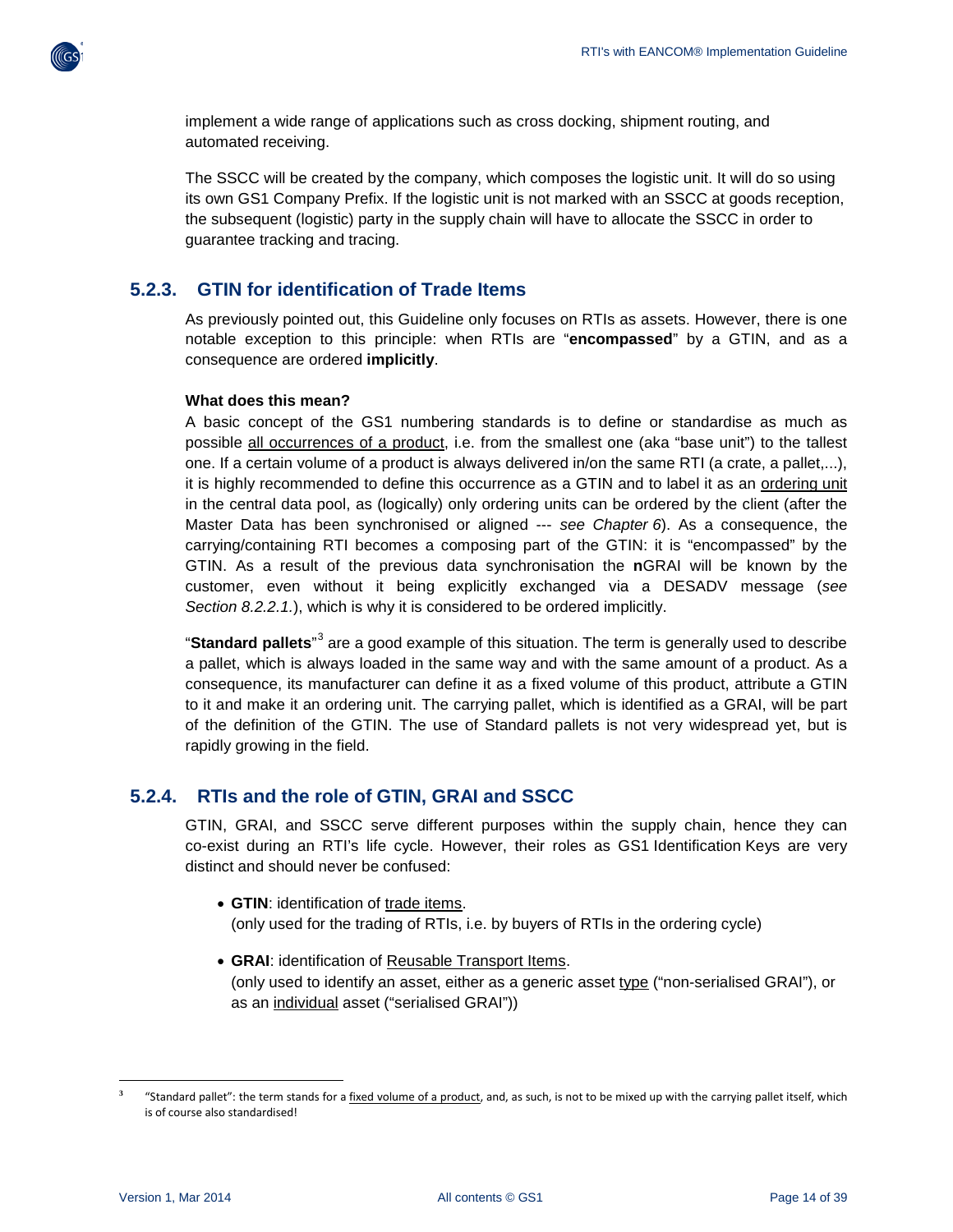implement a wide range of applications such as cross docking, shipment routing, and automated receiving.

The SSCC will be created by the company, which composes the logistic unit. It will do so using its own GS1 Company Prefix. If the logistic unit is not marked with an SSCC at goods reception, the subsequent (logistic) party in the supply chain will have to allocate the SSCC in order to guarantee tracking and tracing.

### 5.2.3. GTIN for identification of Trade Items

As previously pointed out, this Guideline only focuses on RTIs as assets. However, there is one notable exception to this principle: when RTIs are "**encompassed**" by a GTIN, and as a consequence are ordered **implicitly**.

**What does this mean?**

A basic concept of the GS1 numbering standards is to define or standardise as much as possible all occurrences of a product, i.e. from the smallest one (aka "base unit") to the tallest one. If a certain volume of a product is always delivered in/on the same RTI (a crate, a pallet,...), it is highly recommended to define this occurrence as a GTIN and to label it as an ordering unit in the central data pool, as (logically) only ordering units can be ordered by the client (after the Master Data has been synchronised or aligned --- *see Chapter 6*). As a consequence, the carrying/containing RTI becomes a composing part of the GTIN: it is "encompassed" by the GTIN. As a result of the previous data synchronisation the **n**GRAI will be known by the customer, even without it being explicitly exchanged via a DESADV message (*see Section 8.2.2.1.*), which is why it is considered to be ordered implicitly.

"**Standard pallets**"[3] are a good example of this situation. The term is generally used to describe a pallet, which is always loaded in the same way and with the same amount of a product. As a consequence, its manufacturer can define it as a fixed volume of this product, attribute a GTIN to it and make it an ordering unit. The carrying pallet, which is identified as a GRAI, will be part of the definition of the GTIN. The use of Standard pallets is not very widespread yet, but is rapidly growing in the field.

### 5.2.4. RTIs and the role of GTIN, GRAI and SSCC

GTIN, GRAI, and SSCC serve different purposes within the supply chain, hence they can co-exist during an RTI's life cycle. However, their roles as GS1 Identification Keys are very distinct and should never be confused:

- **GTIN**: identification of trade items.
  (only used for the trading of RTIs, i.e. by buyers of RTIs in the ordering cycle)

- **GRAI**: identification of Reusable Transport Items.
  (only used to identify an asset, either as a generic asset type ("non-serialised GRAI"), or as an individual asset ("serialised GRAI"))

---

[3] "Standard pallet": the term stands for a fixed volume of a product, and, as such, is not to be mixed up with the carrying pallet itself, which is of course also standardised!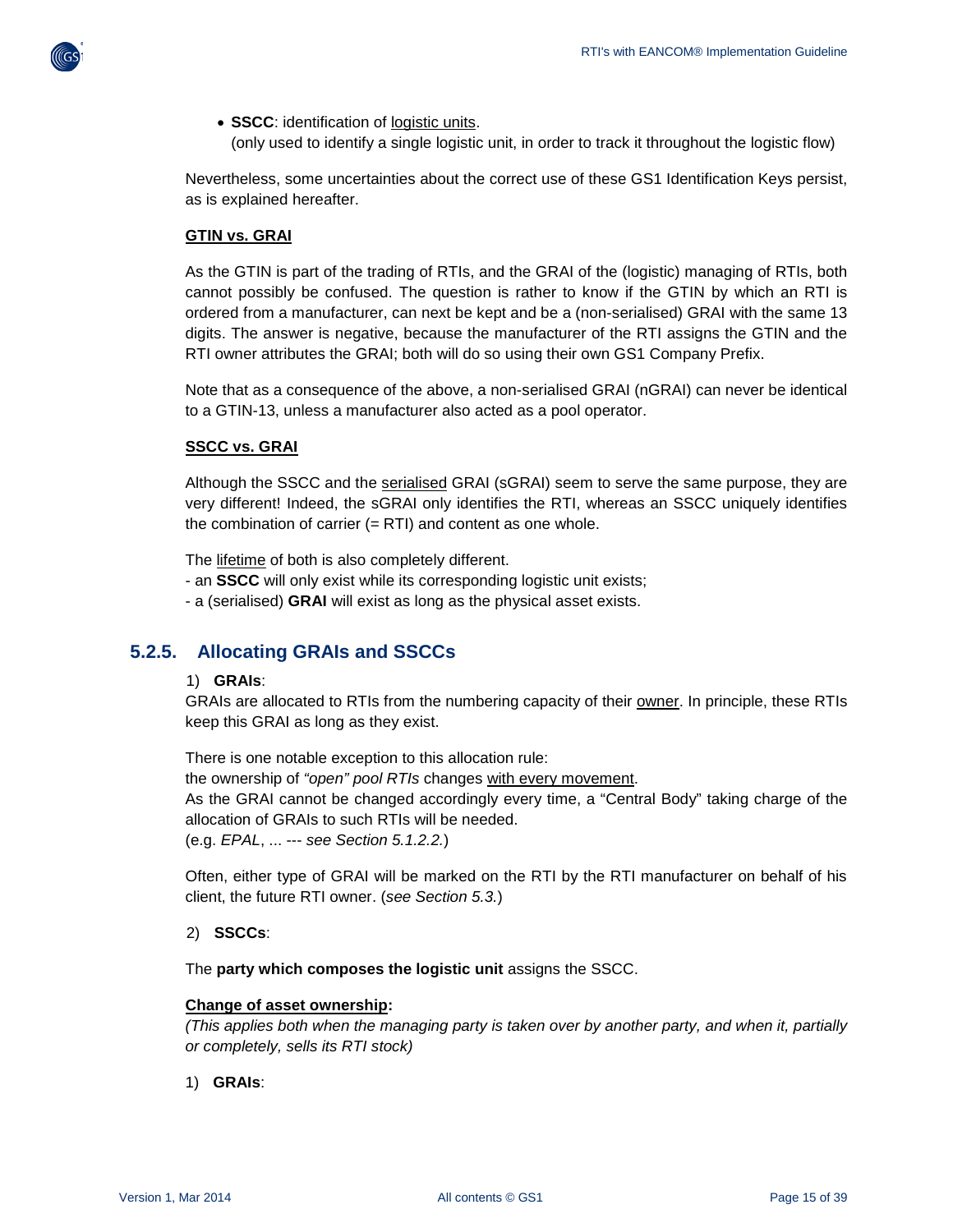- **SSCC**: identification of logistic units.
  (only used to identify a single logistic unit, in order to track it throughout the logistic flow)

Nevertheless, some uncertainties about the correct use of these GS1 Identification Keys persist, as is explained hereafter.

**GTIN vs. GRAI**

As the GTIN is part of the trading of RTIs, and the GRAI of the (logistic) managing of RTIs, both cannot possibly be confused. The question is rather to know if the GTIN by which an RTI is ordered from a manufacturer, can next be kept and be a (non-serialised) GRAI with the same 13 digits. The answer is negative, because the manufacturer of the RTI assigns the GTIN and the RTI owner attributes the GRAI; both will do so using their own GS1 Company Prefix.

Note that as a consequence of the above, a non-serialised GRAI (nGRAI) can never be identical to a GTIN-13, unless a manufacturer also acted as a pool operator.

**SSCC vs. GRAI**

Although the SSCC and the serialised GRAI (sGRAI) seem to serve the same purpose, they are very different! Indeed, the sGRAI only identifies the RTI, whereas an SSCC uniquely identifies the combination of carrier (= RTI) and content as one whole.

The lifetime of both is also completely different.
- an **SSCC** will only exist while its corresponding logistic unit exists;
- a (serialised) **GRAI** will exist as long as the physical asset exists.

### 5.2.5. Allocating GRAIs and SSCCs

1) **GRAIs**:
GRAIs are allocated to RTIs from the numbering capacity of their owner. In principle, these RTIs keep this GRAI as long as they exist.

There is one notable exception to this allocation rule:
the ownership of *"open" pool RTIs* changes with every movement.
As the GRAI cannot be changed accordingly every time, a "Central Body" taking charge of the allocation of GRAIs to such RTIs will be needed.
(e.g. *EPAL*, ... --- *see Section 5.1.2.2.*)

Often, either type of GRAI will be marked on the RTI by the RTI manufacturer on behalf of his client, the future RTI owner. (*see Section 5.3.*)

2) **SSCCs**:

The **party which composes the logistic unit** assigns the SSCC.

**Change of asset ownership:**
*(This applies both when the managing party is taken over by another party, and when it, partially or completely, sells its RTI stock)*

1) **GRAIs**: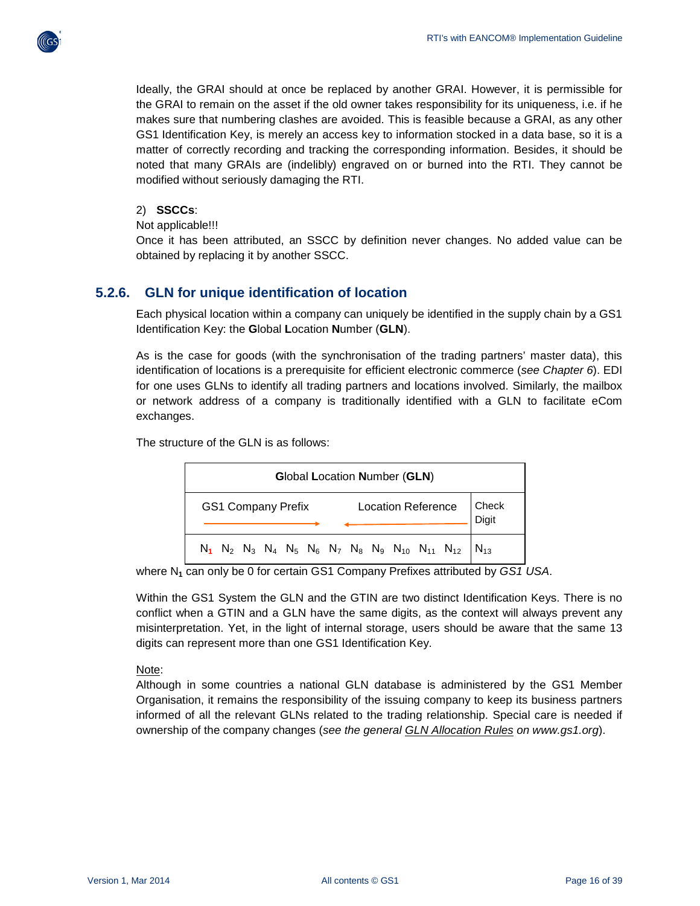Ideally, the GRAI should at once be replaced by another GRAI. However, it is permissible for the GRAI to remain on the asset if the old owner takes responsibility for its uniqueness, i.e. if he makes sure that numbering clashes are avoided. This is feasible because a GRAI, as any other GS1 Identification Key, is merely an access key to information stocked in a data base, so it is a matter of correctly recording and tracking the corresponding information. Besides, it should be noted that many GRAIs are (indelibly) engraved on or burned into the RTI. They cannot be modified without seriously damaging the RTI.

2) **SSCCs**:

Not applicable!!!

Once it has been attributed, an SSCC by definition never changes. No added value can be obtained by replacing it by another SSCC.

### 5.2.6. GLN for unique identification of location

Each physical location within a company can uniquely be identified in the supply chain by a GS1 Identification Key: the **G**lobal **L**ocation **N**umber (**GLN**).

As is the case for goods (with the synchronisation of the trading partners' master data), this identification of locations is a prerequisite for efficient electronic commerce (*see Chapter 6*). EDI for one uses GLNs to identify all trading partners and locations involved. Similarly, the mailbox or network address of a company is traditionally identified with a GLN to facilitate eCom exchanges.

The structure of the GLN is as follows:

| **G**lobal **L**ocation **N**umber (**GLN**) | |
|---|---|
| GS1 Company Prefix → ← Location Reference | Check Digit |
| $N_1$ $N_2$ $N_3$ $N_4$ $N_5$ $N_6$ $N_7$ $N_8$ $N_9$ $N_{10}$ $N_{11}$ $N_{12}$ | $N_{13}$ |

where $N_1$ can only be 0 for certain GS1 Company Prefixes attributed by *GS1 USA*.

Within the GS1 System the GLN and the GTIN are two distinct Identification Keys. There is no conflict when a GTIN and a GLN have the same digits, as the context will always prevent any misinterpretation. Yet, in the light of internal storage, users should be aware that the same 13 digits can represent more than one GS1 Identification Key.

Note:

Although in some countries a national GLN database is administered by the GS1 Member Organisation, it remains the responsibility of the issuing company to keep its business partners informed of all the relevant GLNs related to the trading relationship. Special care is needed if ownership of the company changes (*see the general GLN Allocation Rules on www.gs1.org*).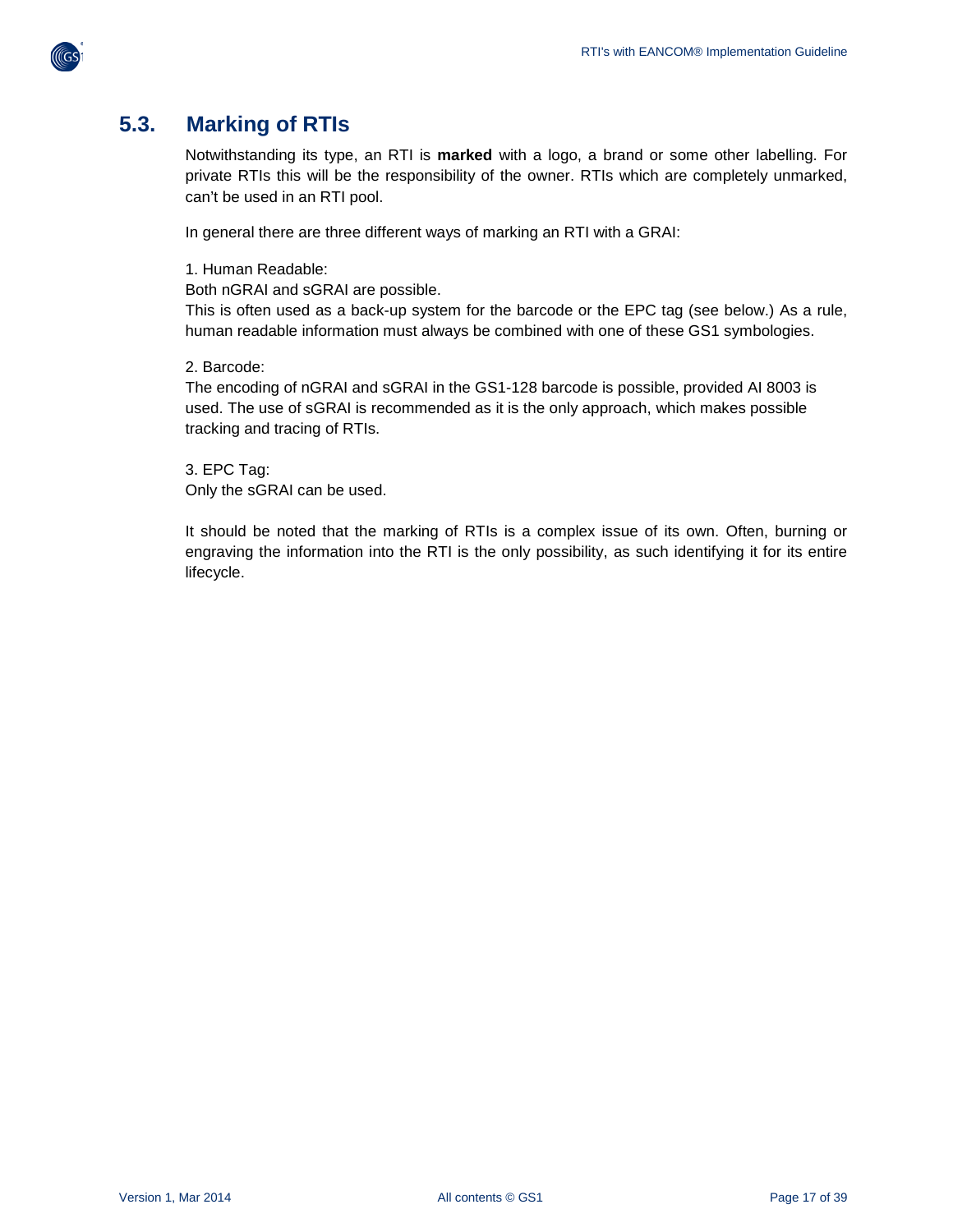## 5.3. Marking of RTIs

Notwithstanding its type, an RTI is **marked** with a logo, a brand or some other labelling. For private RTIs this will be the responsibility of the owner. RTIs which are completely unmarked, can't be used in an RTI pool.

In general there are three different ways of marking an RTI with a GRAI:

1. Human Readable:
Both nGRAI and sGRAI are possible.
This is often used as a back-up system for the barcode or the EPC tag (see below.) As a rule, human readable information must always be combined with one of these GS1 symbologies.

2. Barcode:
The encoding of nGRAI and sGRAI in the GS1-128 barcode is possible, provided AI 8003 is used. The use of sGRAI is recommended as it is the only approach, which makes possible tracking and tracing of RTIs.

3. EPC Tag:
Only the sGRAI can be used.

It should be noted that the marking of RTIs is a complex issue of its own. Often, burning or engraving the information into the RTI is the only possibility, as such identifying it for its entire lifecycle.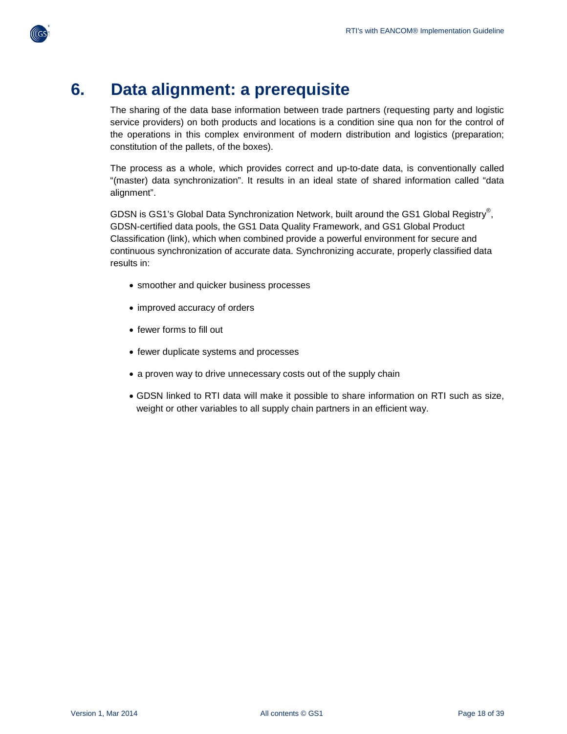# 6. Data alignment: a prerequisite

The sharing of the data base information between trade partners (requesting party and logistic service providers) on both products and locations is a condition sine qua non for the control of the operations in this complex environment of modern distribution and logistics (preparation; constitution of the pallets, of the boxes).

The process as a whole, which provides correct and up-to-date data, is conventionally called "(master) data synchronization". It results in an ideal state of shared information called "data alignment".

GDSN is GS1's Global Data Synchronization Network, built around the GS1 Global Registry®, GDSN-certified data pools, the GS1 Data Quality Framework, and GS1 Global Product Classification (link), which when combined provide a powerful environment for secure and continuous synchronization of accurate data. Synchronizing accurate, properly classified data results in:

- smoother and quicker business processes
- improved accuracy of orders
- fewer forms to fill out
- fewer duplicate systems and processes
- a proven way to drive unnecessary costs out of the supply chain
- GDSN linked to RTI data will make it possible to share information on RTI such as size, weight or other variables to all supply chain partners in an efficient way.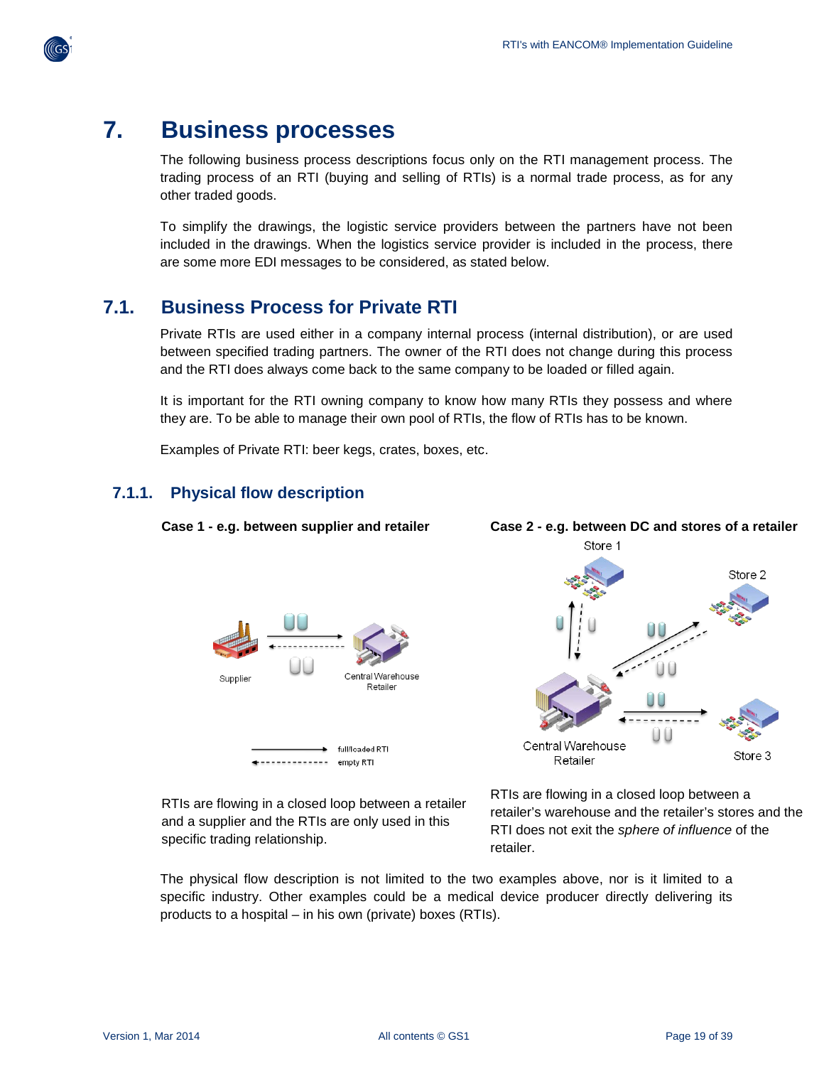# 7. Business processes

The following business process descriptions focus only on the RTI management process. The trading process of an RTI (buying and selling of RTIs) is a normal trade process, as for any other traded goods.

To simplify the drawings, the logistic service providers between the partners have not been included in the drawings. When the logistics service provider is included in the process, there are some more EDI messages to be considered, as stated below.

## 7.1. Business Process for Private RTI

Private RTIs are used either in a company internal process (internal distribution), or are used between specified trading partners. The owner of the RTI does not change during this process and the RTI does always come back to the same company to be loaded or filled again.

It is important for the RTI owning company to know how many RTIs they possess and where they are. To be able to manage their own pool of RTIs, the flow of RTIs has to be known.

Examples of Private RTI: beer kegs, crates, boxes, etc.

### 7.1.1. Physical flow description

**Case 1 - e.g. between supplier and retailer**

Supplier

Central Warehouse
Retailer

full/loaded RTI

empty RTI

RTIs are flowing in a closed loop between a retailer and a supplier and the RTIs are only used in this specific trading relationship.

**Case 2 - e.g. between DC and stores of a retailer**

Store 1

Store 2

Store 3

Central Warehouse
Retailer

RTIs are flowing in a closed loop between a retailer's warehouse and the retailer's stores and the RTI does not exit the *sphere of influence* of the retailer.

The physical flow description is not limited to the two examples above, nor is it limited to a specific industry. Other examples could be a medical device producer directly delivering its products to a hospital – in his own (private) boxes (RTIs).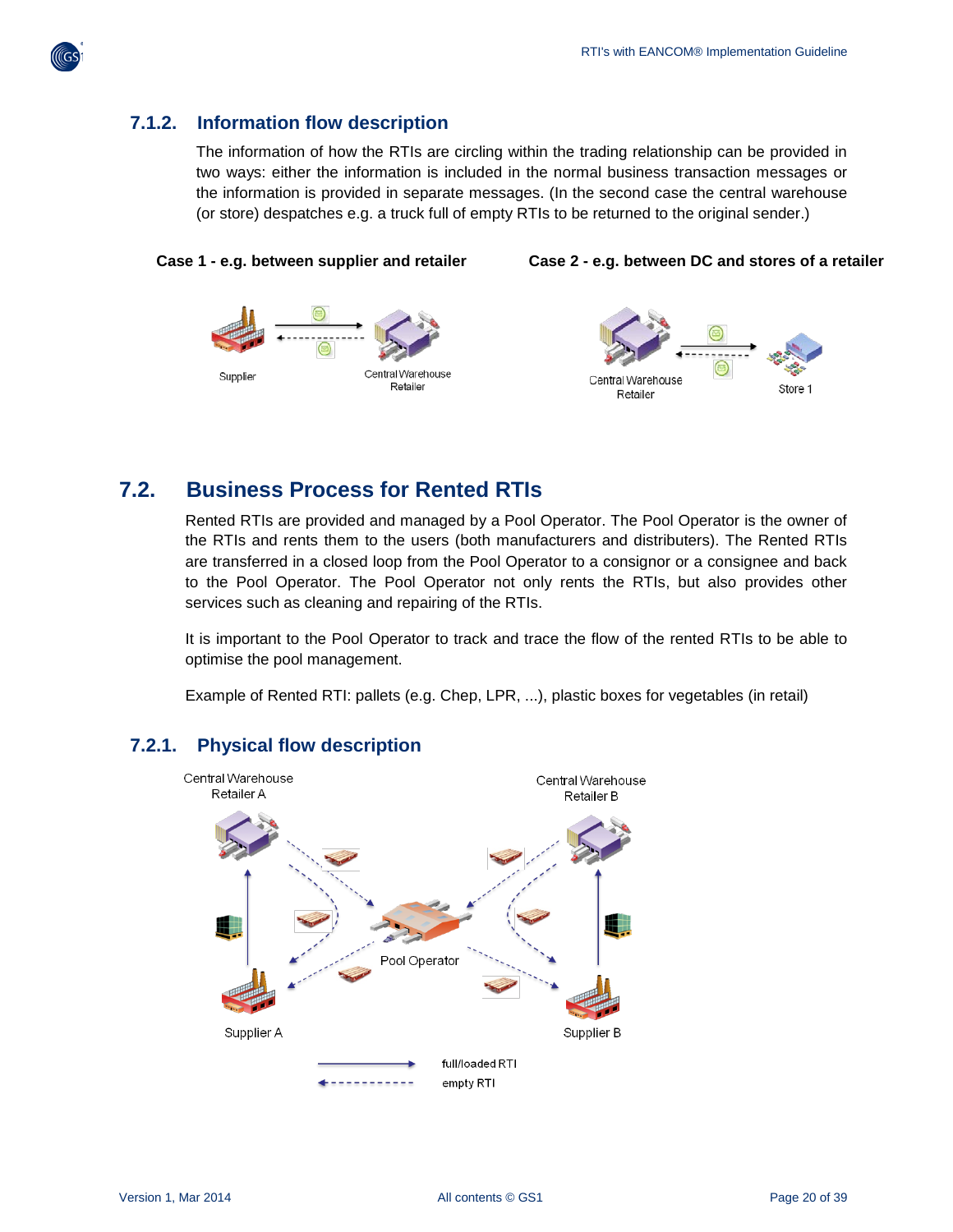### 7.1.2. Information flow description

The information of how the RTIs are circling within the trading relationship can be provided in two ways: either the information is included in the normal business transaction messages or the information is provided in separate messages. (In the second case the central warehouse (or store) despatches e.g. a truck full of empty RTIs to be returned to the original sender.)

**Case 1 - e.g. between supplier and retailer**

Supplier

Central Warehouse
Retailer

**Case 2 - e.g. between DC and stores of a retailer**

Central Warehouse
Retailer

Store 1

## 7.2. Business Process for Rented RTIs

Rented RTIs are provided and managed by a Pool Operator. The Pool Operator is the owner of the RTIs and rents them to the users (both manufacturers and distributers). The Rented RTIs are transferred in a closed loop from the Pool Operator to a consignor or a consignee and back to the Pool Operator. The Pool Operator not only rents the RTIs, but also provides other services such as cleaning and repairing of the RTIs.

It is important to the Pool Operator to track and trace the flow of the rented RTIs to be able to optimise the pool management.

Example of Rented RTI: pallets (e.g. Chep, LPR, ...), plastic boxes for vegetables (in retail)

### 7.2.1. Physical flow description

Central Warehouse
Retailer A

Central Warehouse
Retailer B

Pool Operator

Supplier A

Supplier B

full/loaded RTI

empty RTI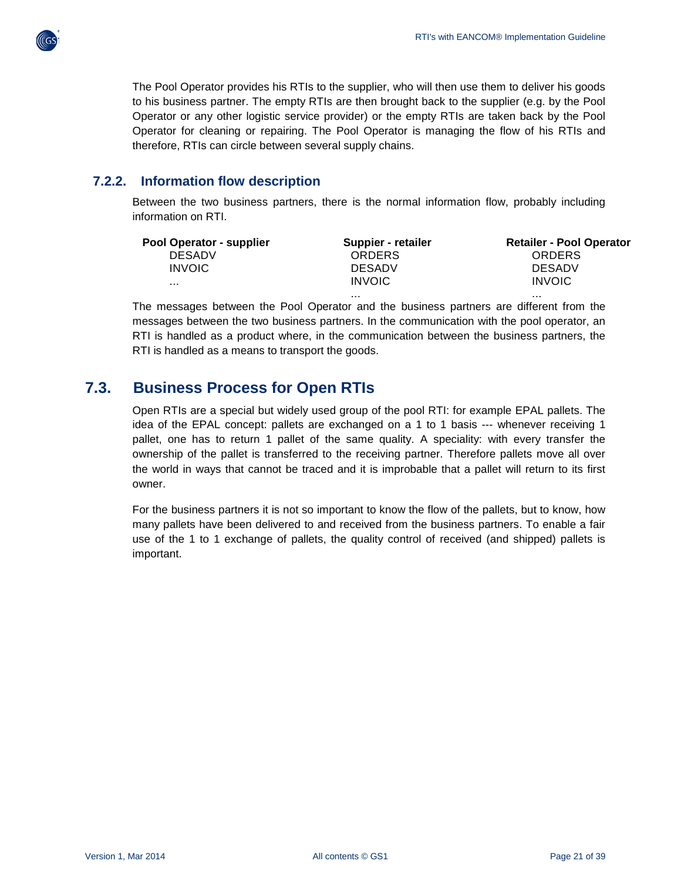The Pool Operator provides his RTIs to the supplier, who will then use them to deliver his goods to his business partner. The empty RTIs are then brought back to the supplier (e.g. by the Pool Operator or any other logistic service provider) or the empty RTIs are taken back by the Pool Operator for cleaning or repairing. The Pool Operator is managing the flow of his RTIs and therefore, RTIs can circle between several supply chains.

### 7.2.2. Information flow description

Between the two business partners, there is the normal information flow, probably including information on RTI.

| Pool Operator - supplier | Suppier - retailer | Retailer - Pool Operator |
|---|---|---|
| DESADV | ORDERS | ORDERS |
| INVOIC | DESADV | DESADV |
| ... | INVOIC | INVOIC |
| | ... | ... |

The messages between the Pool Operator and the business partners are different from the messages between the two business partners. In the communication with the pool operator, an RTI is handled as a product where, in the communication between the business partners, the RTI is handled as a means to transport the goods.

## 7.3. Business Process for Open RTIs

Open RTIs are a special but widely used group of the pool RTI: for example EPAL pallets. The idea of the EPAL concept: pallets are exchanged on a 1 to 1 basis --- whenever receiving 1 pallet, one has to return 1 pallet of the same quality. A speciality: with every transfer the ownership of the pallet is transferred to the receiving partner. Therefore pallets move all over the world in ways that cannot be traced and it is improbable that a pallet will return to its first owner.

For the business partners it is not so important to know the flow of the pallets, but to know, how many pallets have been delivered to and received from the business partners. To enable a fair use of the 1 to 1 exchange of pallets, the quality control of received (and shipped) pallets is important.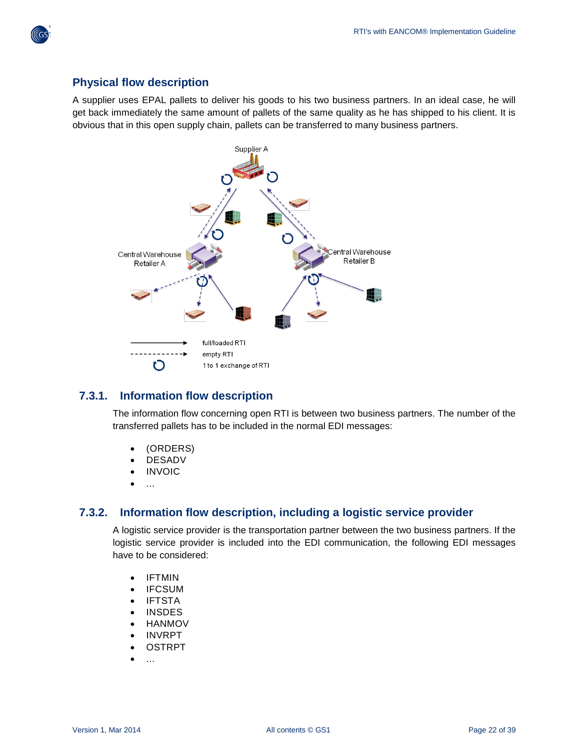## Physical flow description

A supplier uses EPAL pallets to deliver his goods to his two business partners. In an ideal case, he will get back immediately the same amount of pallets of the same quality as he has shipped to his client. It is obvious that in this open supply chain, pallets can be transferred to many business partners.

Supplier A

Central Warehouse Retailer A

Central Warehouse Retailer B

full/loaded RTI

empty RTI

1 to 1 exchange of RTI

### 7.3.1. Information flow description

The information flow concerning open RTI is between two business partners. The number of the transferred pallets has to be included in the normal EDI messages:

- (ORDERS)
- DESADV
- INVOIC
- …

### 7.3.2. Information flow description, including a logistic service provider

A logistic service provider is the transportation partner between the two business partners. If the logistic service provider is included into the EDI communication, the following EDI messages have to be considered:

- IFTMIN
- IFCSUM
- IFTSTA
- INSDES
- HANMOV
- INVRPT
- OSTRPT
- …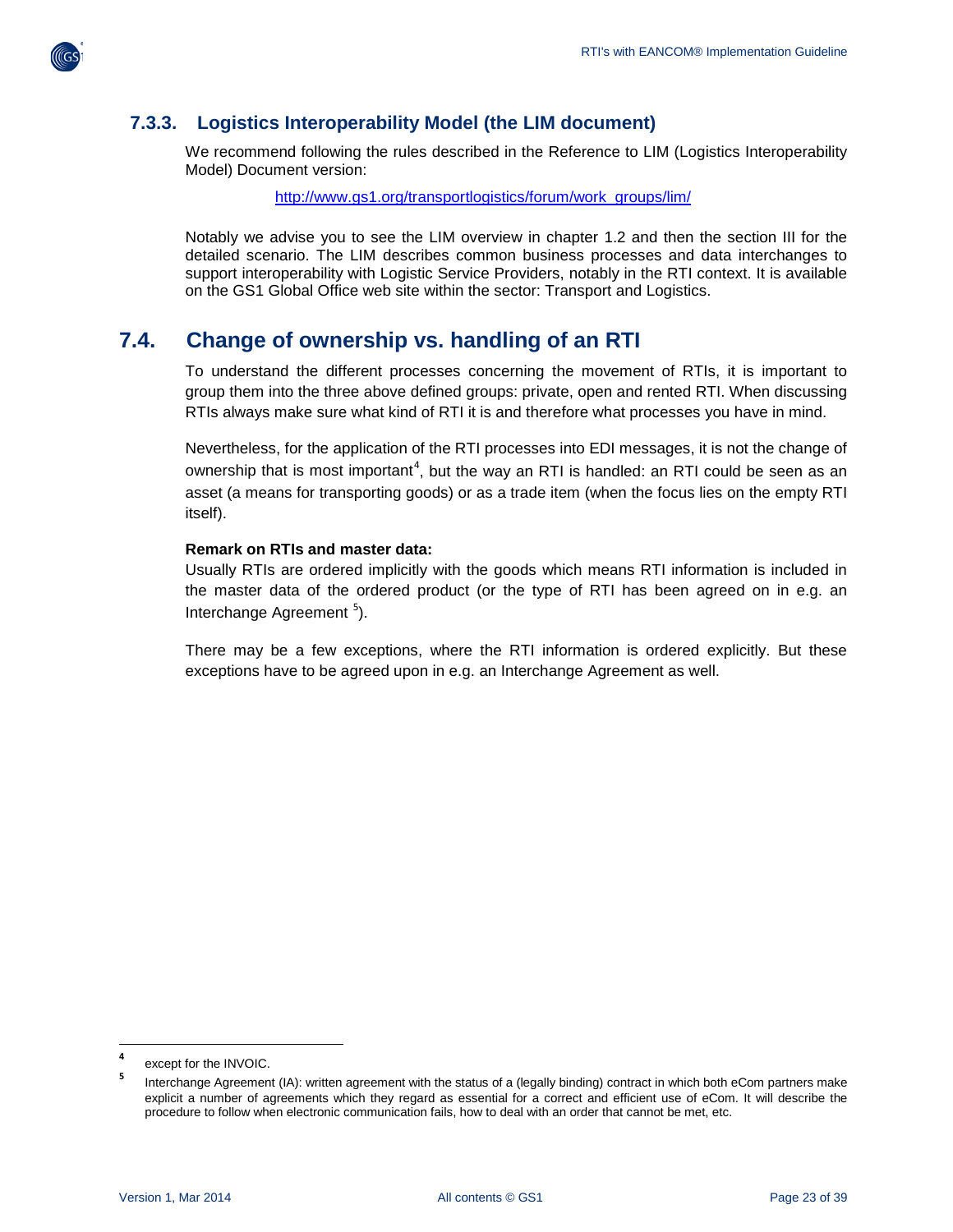### 7.3.3. Logistics Interoperability Model (the LIM document)

We recommend following the rules described in the Reference to LIM (Logistics Interoperability Model) Document version:

http://www.gs1.org/transportlogistics/forum/work_groups/lim/

Notably we advise you to see the LIM overview in chapter 1.2 and then the section III for the detailed scenario. The LIM describes common business processes and data interchanges to support interoperability with Logistic Service Providers, notably in the RTI context. It is available on the GS1 Global Office web site within the sector: Transport and Logistics.

## 7.4. Change of ownership vs. handling of an RTI

To understand the different processes concerning the movement of RTIs, it is important to group them into the three above defined groups: private, open and rented RTI. When discussing RTIs always make sure what kind of RTI it is and therefore what processes you have in mind.

Nevertheless, for the application of the RTI processes into EDI messages, it is not the change of ownership that is most important[4], but the way an RTI is handled: an RTI could be seen as an asset (a means for transporting goods) or as a trade item (when the focus lies on the empty RTI itself).

**Remark on RTIs and master data:**
Usually RTIs are ordered implicitly with the goods which means RTI information is included in the master data of the ordered product (or the type of RTI has been agreed on in e.g. an Interchange Agreement [5]).

There may be a few exceptions, where the RTI information is ordered explicitly. But these exceptions have to be agreed upon in e.g. an Interchange Agreement as well.

---

[4] except for the INVOIC.

[5] Interchange Agreement (IA): written agreement with the status of a (legally binding) contract in which both eCom partners make explicit a number of agreements which they regard as essential for a correct and efficient use of eCom. It will describe the procedure to follow when electronic communication fails, how to deal with an order that cannot be met, etc.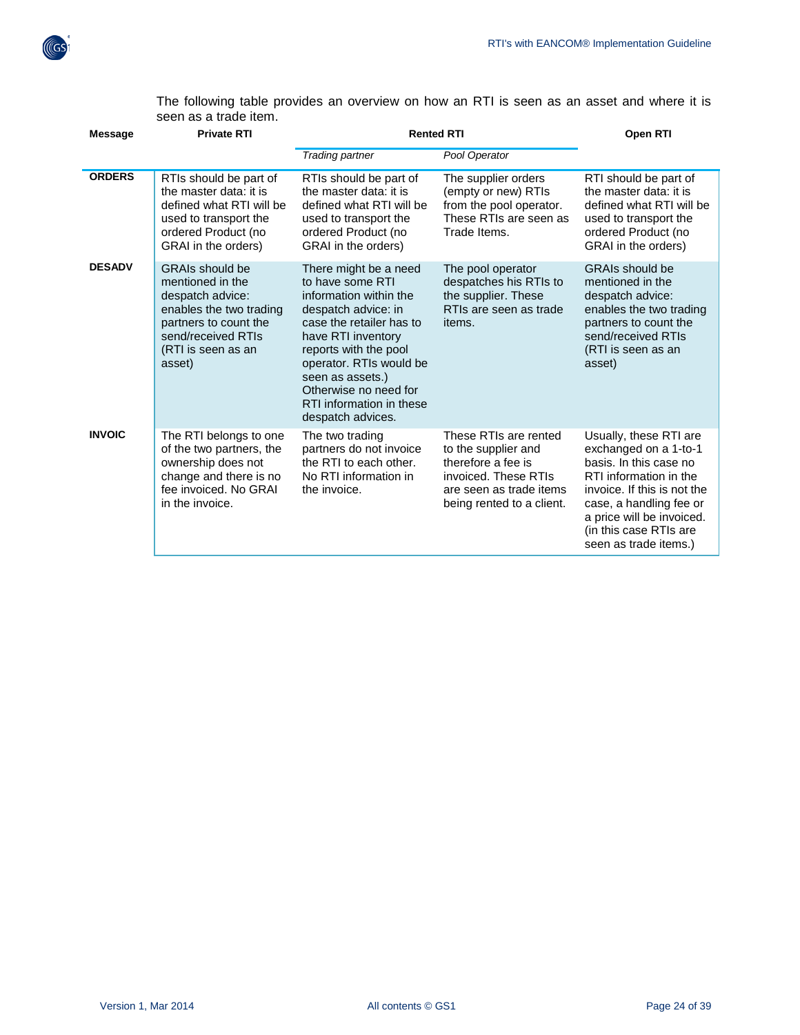The following table provides an overview on how an RTI is seen as an asset and where it is seen as a trade item.

| Message | Private RTI | Rented RTI | | Open RTI |
|---|---|---|---|---|
| | | *Trading partner* | *Pool Operator* | |
| **ORDERS** | RTIs should be part of the master data: it is defined what RTI will be used to transport the ordered Product (no GRAI in the orders) | RTIs should be part of the master data: it is defined what RTI will be used to transport the ordered Product (no GRAI in the orders) | The supplier orders (empty or new) RTIs from the pool operator. These RTIs are seen as Trade Items. | RTI should be part of the master data: it is defined what RTI will be used to transport the ordered Product (no GRAI in the orders) |
| **DESADV** | GRAIs should be mentioned in the despatch advice: enables the two trading partners to count the send/received RTIs (RTI is seen as an asset) | There might be a need to have some RTI information within the despatch advice: in case the retailer has to have RTI inventory reports with the pool operator. RTIs would be seen as assets.) Otherwise no need for RTI information in these despatch advices. | The pool operator despatches his RTIs to the supplier. These RTIs are seen as trade items. | GRAIs should be mentioned in the despatch advice: enables the two trading partners to count the send/received RTIs (RTI is seen as an asset) |
| **INVOIC** | The RTI belongs to one of the two partners, the ownership does not change and there is no fee invoiced. No GRAI in the invoice. | The two trading partners do not invoice the RTI to each other. No RTI information in the invoice. | These RTIs are rented to the supplier and therefore a fee is invoiced. These RTIs are seen as trade items being rented to a client. | Usually, these RTI are exchanged on a 1-to-1 basis. In this case no RTI information in the invoice. If this is not the case, a handling fee or a price will be invoiced. (in this case RTIs are seen as trade items.) |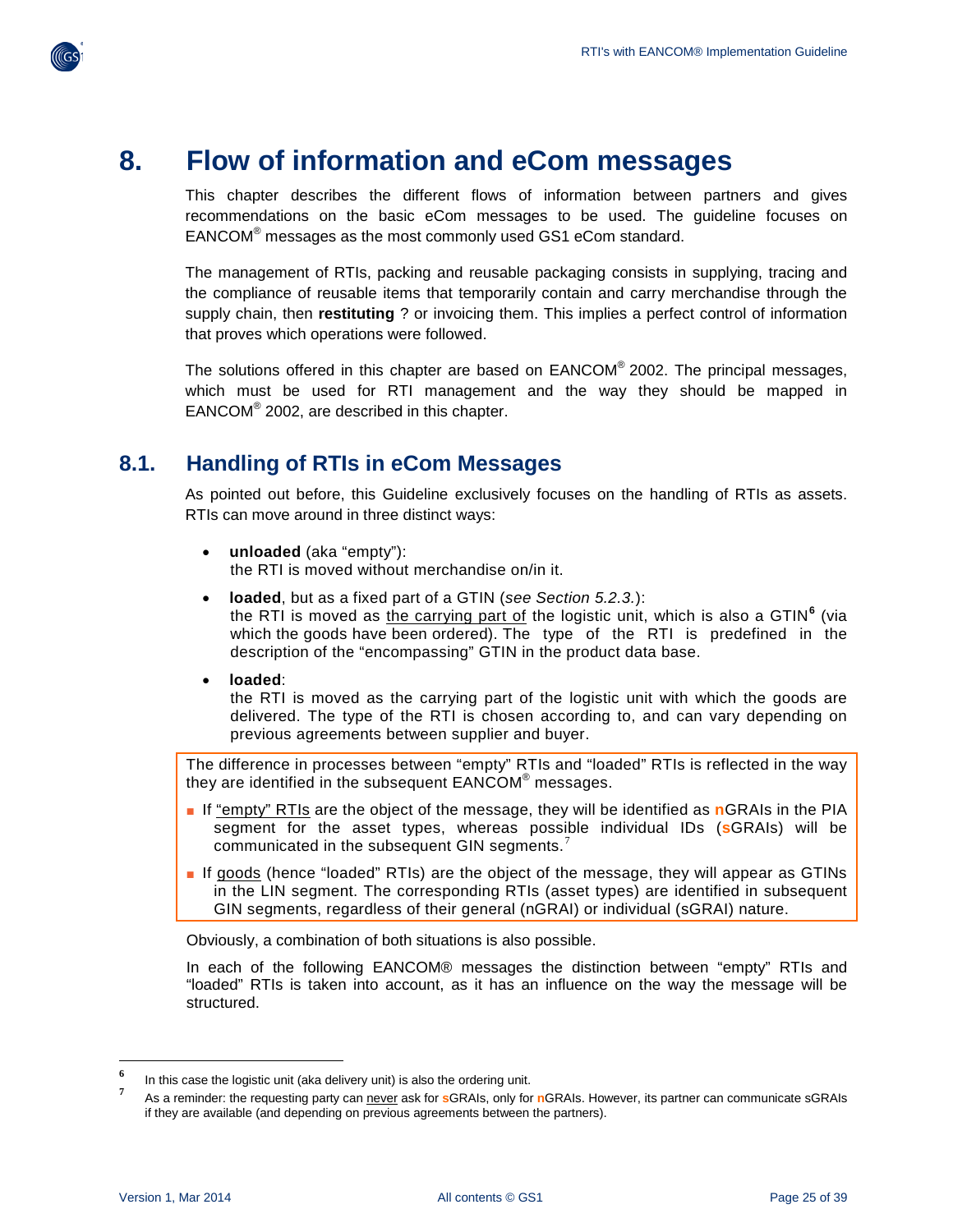# 8. Flow of information and eCom messages

This chapter describes the different flows of information between partners and gives recommendations on the basic eCom messages to be used. The guideline focuses on EANCOM® messages as the most commonly used GS1 eCom standard.

The management of RTIs, packing and reusable packaging consists in supplying, tracing and the compliance of reusable items that temporarily contain and carry merchandise through the supply chain, then **restituting** ? or invoicing them. This implies a perfect control of information that proves which operations were followed.

The solutions offered in this chapter are based on EANCOM® 2002. The principal messages, which must be used for RTI management and the way they should be mapped in EANCOM® 2002, are described in this chapter.

## 8.1. Handling of RTIs in eCom Messages

As pointed out before, this Guideline exclusively focuses on the handling of RTIs as assets. RTIs can move around in three distinct ways:

- **unloaded** (aka "empty"):
  the RTI is moved without merchandise on/in it.
- **loaded**, but as a fixed part of a GTIN (*see Section 5.2.3.*):
  the RTI is moved as <u>the carrying part of</u> the logistic unit, which is also a GTIN[6] (via which the goods have been ordered). The type of the RTI is predefined in the description of the "encompassing" GTIN in the product data base.
- **loaded**:
  the RTI is moved as the carrying part of the logistic unit with which the goods are delivered. The type of the RTI is chosen according to, and can vary depending on previous agreements between supplier and buyer.

> The difference in processes between "empty" RTIs and "loaded" RTIs is reflected in the way they are identified in the subsequent EANCOM® messages.
>
> - If <u>"empty" RTIs</u> are the object of the message, they will be identified as **n**GRAIs in the PIA segment for the asset types, whereas possible individual IDs (**s**GRAIs) will be communicated in the subsequent GIN segments.[7]
> - If <u>goods</u> (hence "loaded" RTIs) are the object of the message, they will appear as GTINs in the LIN segment. The corresponding RTIs (asset types) are identified in subsequent GIN segments, regardless of their general (nGRAI) or individual (sGRAI) nature.

Obviously, a combination of both situations is also possible.

In each of the following EANCOM® messages the distinction between "empty" RTIs and "loaded" RTIs is taken into account, as it has an influence on the way the message will be structured.

---

[6] In this case the logistic unit (aka delivery unit) is also the ordering unit.

[7] As a reminder: the requesting party can <u>never</u> ask for **s**GRAIs, only for **n**GRAIs. However, its partner can communicate sGRAIs if they are available (and depending on previous agreements between the partners).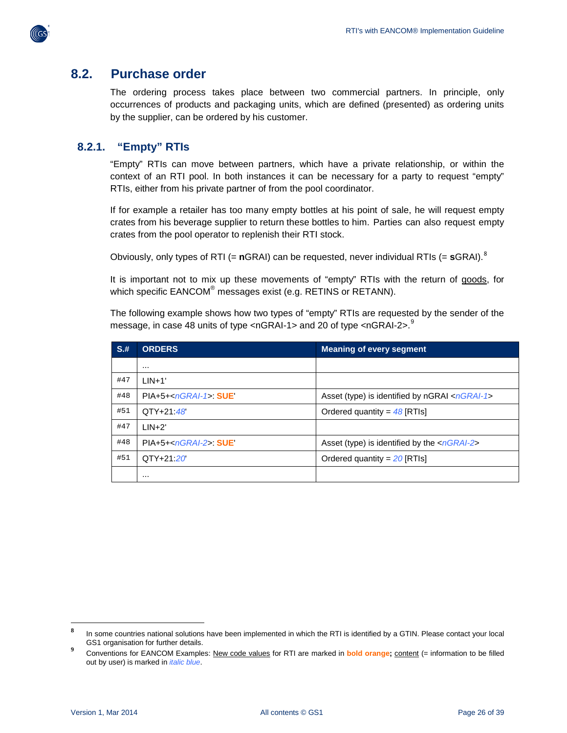## 8.2. Purchase order

The ordering process takes place between two commercial partners. In principle, only occurrences of products and packaging units, which are defined (presented) as ordering units by the supplier, can be ordered by his customer.

### 8.2.1. "Empty" RTIs

"Empty" RTIs can move between partners, which have a private relationship, or within the context of an RTI pool. In both instances it can be necessary for a party to request "empty" RTIs, either from his private partner of from the pool coordinator.

If for example a retailer has too many empty bottles at his point of sale, he will request empty crates from his beverage supplier to return these bottles to him. Parties can also request empty crates from the pool operator to replenish their RTI stock.

Obviously, only types of RTI (= **n**GRAI) can be requested, never individual RTIs (= **s**GRAI).[8]

It is important not to mix up these movements of "empty" RTIs with the return of goods, for which specific EANCOM® messages exist (e.g. RETINS or RETANN).

The following example shows how two types of "empty" RTIs are requested by the sender of the message, in case 48 units of type <nGRAI-1> and 20 of type <nGRAI-2>.[9]

| S.# | ORDERS | Meaning of every segment |
|---|---|---|
| | ... | |
| #47 | LIN+1' | |
| #48 | PIA+5+<*nGRAI-1*>: **SUE**' | Asset (type) is identified by nGRAI <*nGRAI-1*> |
| #51 | QTY+21:*48*' | Ordered quantity = *48* [RTIs] |
| #47 | LIN+2' | |
| #48 | PIA+5+<*nGRAI-2*>: **SUE**' | Asset (type) is identified by the <*nGRAI-2*> |
| #51 | QTY+21:*20*' | Ordered quantity = *20* [RTIs] |
| | ... | |

---

[8] In some countries national solutions have been implemented in which the RTI is identified by a GTIN. Please contact your local GS1 organisation for further details.

[9] Conventions for EANCOM Examples: New code values for RTI are marked in **bold orange**; content (= information to be filled out by user) is marked in *italic blue*.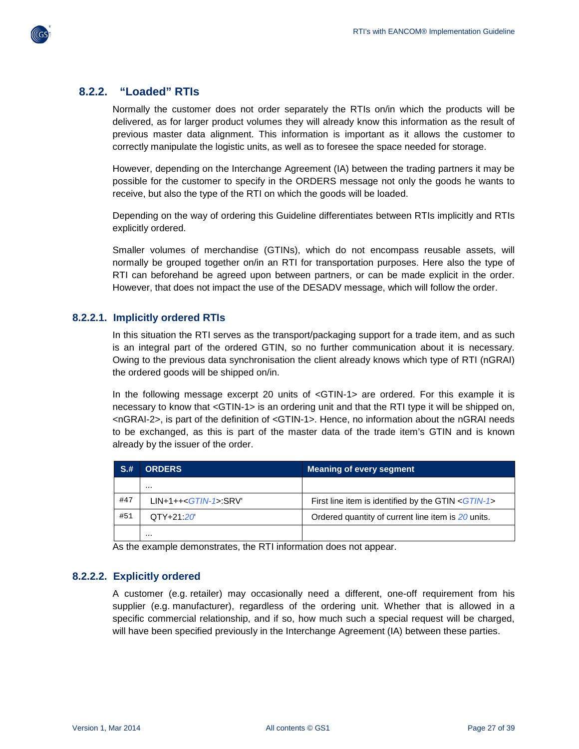### 8.2.2. "Loaded" RTIs

Normally the customer does not order separately the RTIs on/in which the products will be delivered, as for larger product volumes they will already know this information as the result of previous master data alignment. This information is important as it allows the customer to correctly manipulate the logistic units, as well as to foresee the space needed for storage.

However, depending on the Interchange Agreement (IA) between the trading partners it may be possible for the customer to specify in the ORDERS message not only the goods he wants to receive, but also the type of the RTI on which the goods will be loaded.

Depending on the way of ordering this Guideline differentiates between RTIs implicitly and RTIs explicitly ordered.

Smaller volumes of merchandise (GTINs), which do not encompass reusable assets, will normally be grouped together on/in an RTI for transportation purposes. Here also the type of RTI can beforehand be agreed upon between partners, or can be made explicit in the order. However, that does not impact the use of the DESADV message, which will follow the order.

#### 8.2.2.1. Implicitly ordered RTIs

In this situation the RTI serves as the transport/packaging support for a trade item, and as such is an integral part of the ordered GTIN, so no further communication about it is necessary. Owing to the previous data synchronisation the client already knows which type of RTI (nGRAI) the ordered goods will be shipped on/in.

In the following message excerpt 20 units of <GTIN-1> are ordered. For this example it is necessary to know that <GTIN-1> is an ordering unit and that the RTI type it will be shipped on, <nGRAI-2>, is part of the definition of <GTIN-1>. Hence, no information about the nGRAI needs to be exchanged, as this is part of the master data of the trade item's GTIN and is known already by the issuer of the order.

| S.# | ORDERS | Meaning of every segment |
|---|---|---|
| | ... | |
| #47 | LIN+1++<*GTIN-1*>:SRV' | First line item is identified by the GTIN <*GTIN-1*> |
| #51 | QTY+21:*20*' | Ordered quantity of current line item is *20* units. |
| | ... | |

As the example demonstrates, the RTI information does not appear.

#### 8.2.2.2. Explicitly ordered

A customer (e.g. retailer) may occasionally need a different, one-off requirement from his supplier (e.g. manufacturer), regardless of the ordering unit. Whether that is allowed in a specific commercial relationship, and if so, how much such a special request will be charged, will have been specified previously in the Interchange Agreement (IA) between these parties.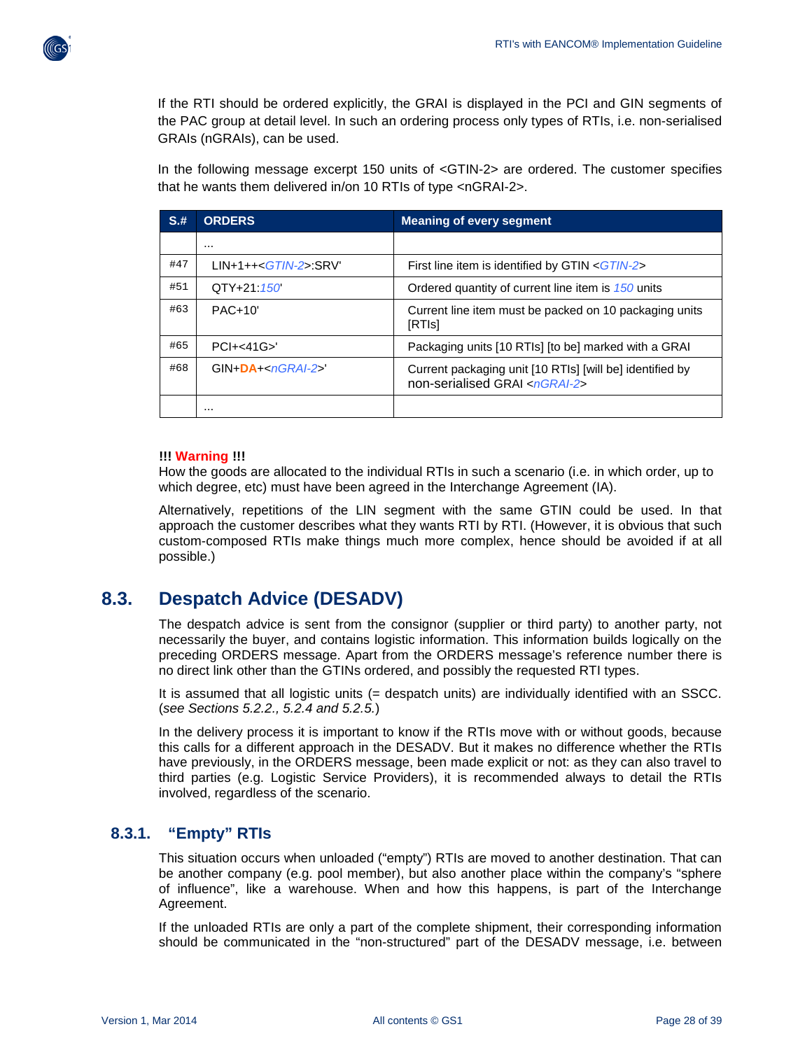If the RTI should be ordered explicitly, the GRAI is displayed in the PCI and GIN segments of the PAC group at detail level. In such an ordering process only types of RTIs, i.e. non-serialised GRAIs (nGRAIs), can be used.

In the following message excerpt 150 units of <GTIN-2> are ordered. The customer specifies that he wants them delivered in/on 10 RTIs of type <nGRAI-2>.

| S.# | ORDERS | Meaning of every segment |
|---|---|---|
| | ... | |
| #47 | LIN+1++<*GTIN-2*>:SRV' | First line item is identified by GTIN <*GTIN-2*> |
| #51 | QTY+21:*150*' | Ordered quantity of current line item is *150* units |
| #63 | PAC+10' | Current line item must be packed on 10 packaging units [RTIs] |
| #65 | PCI+<41G>' | Packaging units [10 RTIs] [to be] marked with a GRAI |
| #68 | GIN+**DA**+<*nGRAI-2*>' | Current packaging unit [10 RTIs] [will be] identified by non-serialised GRAI <*nGRAI-2*> |
| | ... | |

**!!! Warning !!!**
How the goods are allocated to the individual RTIs in such a scenario (i.e. in which order, up to which degree, etc) must have been agreed in the Interchange Agreement (IA).

Alternatively, repetitions of the LIN segment with the same GTIN could be used. In that approach the customer describes what they wants RTI by RTI. (However, it is obvious that such custom-composed RTIs make things much more complex, hence should be avoided if at all possible.)

## 8.3. Despatch Advice (DESADV)

The despatch advice is sent from the consignor (supplier or third party) to another party, not necessarily the buyer, and contains logistic information. This information builds logically on the preceding ORDERS message. Apart from the ORDERS message's reference number there is no direct link other than the GTINs ordered, and possibly the requested RTI types.

It is assumed that all logistic units (= despatch units) are individually identified with an SSCC. (*see Sections 5.2.2., 5.2.4 and 5.2.5.*)

In the delivery process it is important to know if the RTIs move with or without goods, because this calls for a different approach in the DESADV. But it makes no difference whether the RTIs have previously, in the ORDERS message, been made explicit or not: as they can also travel to third parties (e.g. Logistic Service Providers), it is recommended always to detail the RTIs involved, regardless of the scenario.

### 8.3.1. "Empty" RTIs

This situation occurs when unloaded ("empty") RTIs are moved to another destination. That can be another company (e.g. pool member), but also another place within the company's "sphere of influence", like a warehouse. When and how this happens, is part of the Interchange Agreement.

If the unloaded RTIs are only a part of the complete shipment, their corresponding information should be communicated in the "non-structured" part of the DESADV message, i.e. between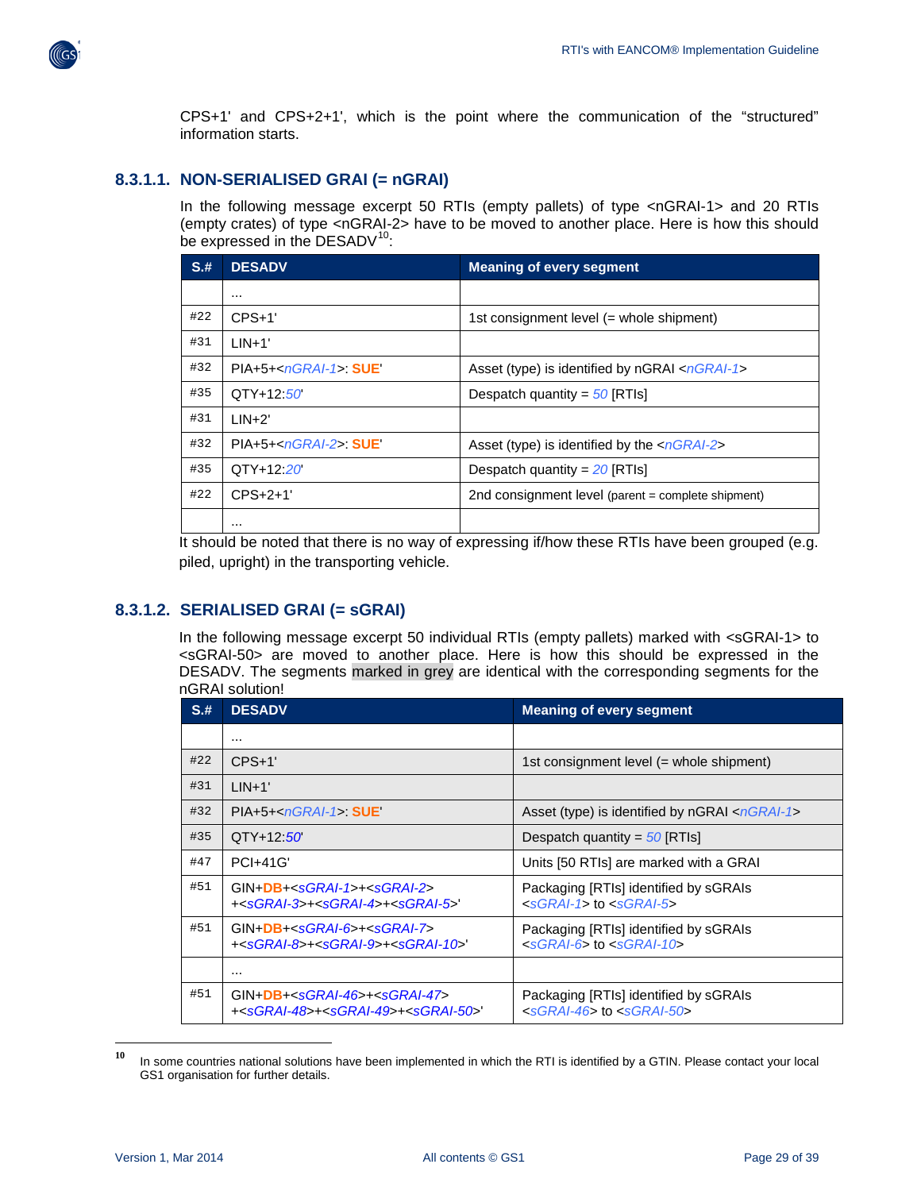CPS+1' and CPS+2+1', which is the point where the communication of the "structured" information starts.

### 8.3.1.1. NON-SERIALISED GRAI (= nGRAI)

In the following message excerpt 50 RTIs (empty pallets) of type <nGRAI-1> and 20 RTIs (empty crates) of type <nGRAI-2> have to be moved to another place. Here is how this should be expressed in the DESADV[10]:

| S.# | DESADV | Meaning of every segment |
|---|---|---|
| | ... | |
| #22 | CPS+1' | 1st consignment level (= whole shipment) |
| #31 | LIN+1' | |
| #32 | PIA+5+<*nGRAI-1*>: **SUE**' | Asset (type) is identified by nGRAI <*nGRAI-1*> |
| #35 | QTY+12:*50*' | Despatch quantity = *50* [RTIs] |
| #31 | LIN+2' | |
| #32 | PIA+5+<*nGRAI-2*>: **SUE**' | Asset (type) is identified by the <*nGRAI-2*> |
| #35 | QTY+12:*20*' | Despatch quantity = *20* [RTIs] |
| #22 | CPS+2+1' | 2nd consignment level (parent = complete shipment) |
| | ... | |

It should be noted that there is no way of expressing if/how these RTIs have been grouped (e.g. piled, upright) in the transporting vehicle.

### 8.3.1.2. SERIALISED GRAI (= sGRAI)

In the following message excerpt 50 individual RTIs (empty pallets) marked with <sGRAI-1> to <sGRAI-50> are moved to another place. Here is how this should be expressed in the DESADV. The segments marked in grey are identical with the corresponding segments for the nGRAI solution!

| S.# | DESADV | Meaning of every segment |
|---|---|---|
| | ... | |
| #22 | CPS+1' | 1st consignment level (= whole shipment) |
| #31 | LIN+1' | |
| #32 | PIA+5+<*nGRAI-1*>: **SUE**' | Asset (type) is identified by nGRAI <*nGRAI-1*> |
| #35 | QTY+12:*50*' | Despatch quantity = *50* [RTIs] |
| #47 | PCI+41G' | Units [50 RTIs] are marked with a GRAI |
| #51 | GIN+**DB**+<*sGRAI-1*>+<*sGRAI-2*> +<*sGRAI-3*>+<*sGRAI-4*>+<*sGRAI-5*>' | Packaging [RTIs] identified by sGRAIs <*sGRAI-1*> to <*sGRAI-5*> |
| #51 | GIN+**DB**+<*sGRAI-6*>+<*sGRAI-7*> +<*sGRAI-8*>+<*sGRAI-9*>+<*sGRAI-10*>' | Packaging [RTIs] identified by sGRAIs <*sGRAI-6*> to <*sGRAI-10*> |
| | ... | |
| #51 | GIN+**DB**+<*sGRAI-46*>+<*sGRAI-47*> +<*sGRAI-48*>+<*sGRAI-49*>+<*sGRAI-50*>' | Packaging [RTIs] identified by sGRAIs <*sGRAI-46*> to <*sGRAI-50*> |

[10] In some countries national solutions have been implemented in which the RTI is identified by a GTIN. Please contact your local GS1 organisation for further details.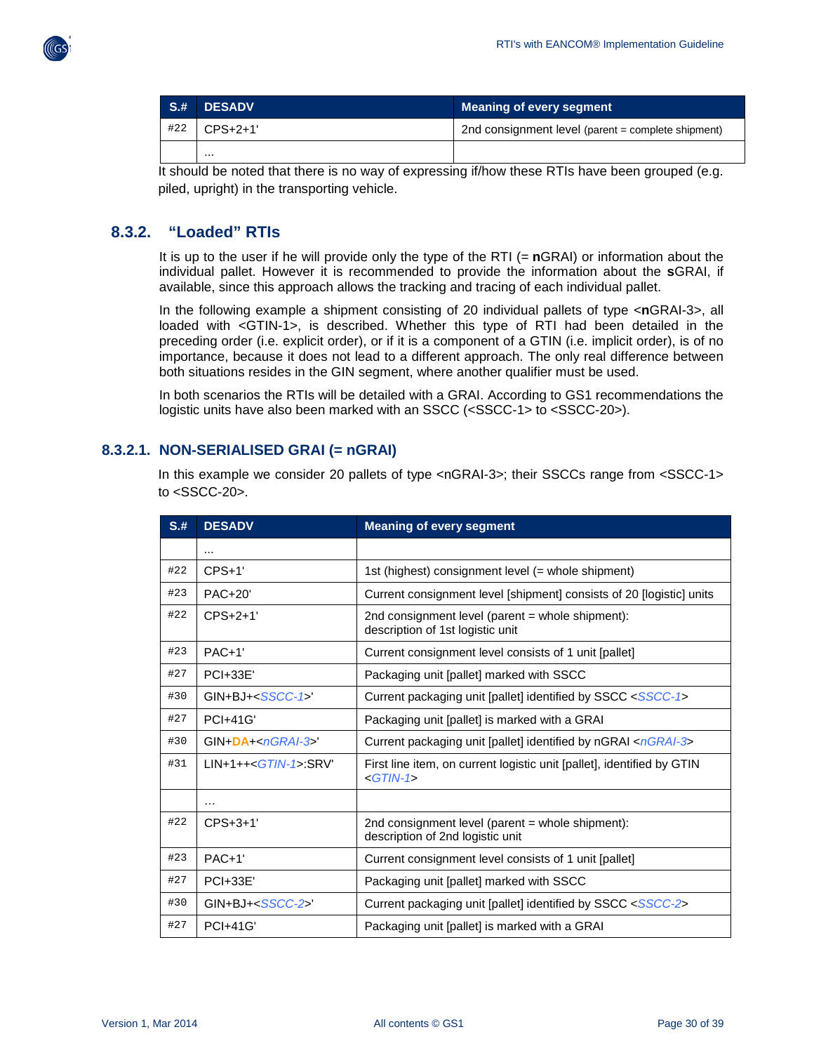| S.# | DESADV | Meaning of every segment |
|---|---|---|
| #22 | CPS+2+1' | 2nd consignment level (parent = complete shipment) |
| | … | |

It should be noted that there is no way of expressing if/how these RTIs have been grouped (e.g. piled, upright) in the transporting vehicle.

## 8.3.2. "Loaded" RTIs

It is up to the user if he will provide only the type of the RTI (= **n**GRAI) or information about the individual pallet. However it is recommended to provide the information about the **s**GRAI, if available, since this approach allows the tracking and tracing of each individual pallet.

In the following example a shipment consisting of 20 individual pallets of type <**n**GRAI-3>, all loaded with <GTIN-1>, is described. Whether this type of RTI had been detailed in the preceding order (i.e. explicit order), or if it is a component of a GTIN (i.e. implicit order), is of no importance, because it does not lead to a different approach. The only real difference between both situations resides in the GIN segment, where another qualifier must be used.

In both scenarios the RTIs will be detailed with a GRAI. According to GS1 recommendations the logistic units have also been marked with an SSCC (<SSCC-1> to <SSCC-20>).

### 8.3.2.1. NON-SERIALISED GRAI (= nGRAI)

In this example we consider 20 pallets of type <nGRAI-3>; their SSCCs range from <SSCC-1> to <SSCC-20>.

| S.# | DESADV | Meaning of every segment |
|---|---|---|
| | … | |
| #22 | CPS+1' | 1st (highest) consignment level (= whole shipment) |
| #23 | PAC+20' | Current consignment level [shipment] consists of 20 [logistic] units |
| #22 | CPS+2+1' | 2nd consignment level (parent = whole shipment): description of 1st logistic unit |
| #23 | PAC+1' | Current consignment level consists of 1 unit [pallet] |
| #27 | PCI+33E' | Packaging unit [pallet] marked with SSCC |
| #30 | GIN+BJ+<*SSCC-1*>' | Current packaging unit [pallet] identified by SSCC <*SSCC-1*> |
| #27 | PCI+41G' | Packaging unit [pallet] is marked with a GRAI |
| #30 | GIN+**DA**+<*nGRAI-3*>' | Current packaging unit [pallet] identified by nGRAI <*nGRAI-3*> |
| #31 | LIN+1++<*GTIN-1*>:SRV' | First line item, on current logistic unit [pallet], identified by GTIN <*GTIN-1*> |
| | … | |
| #22 | CPS+3+1' | 2nd consignment level (parent = whole shipment): description of 2nd logistic unit |
| #23 | PAC+1' | Current consignment level consists of 1 unit [pallet] |
| #27 | PCI+33E' | Packaging unit [pallet] marked with SSCC |
| #30 | GIN+BJ+<*SSCC-2*>' | Current packaging unit [pallet] identified by SSCC <*SSCC-2*> |
| #27 | PCI+41G' | Packaging unit [pallet] is marked with a GRAI |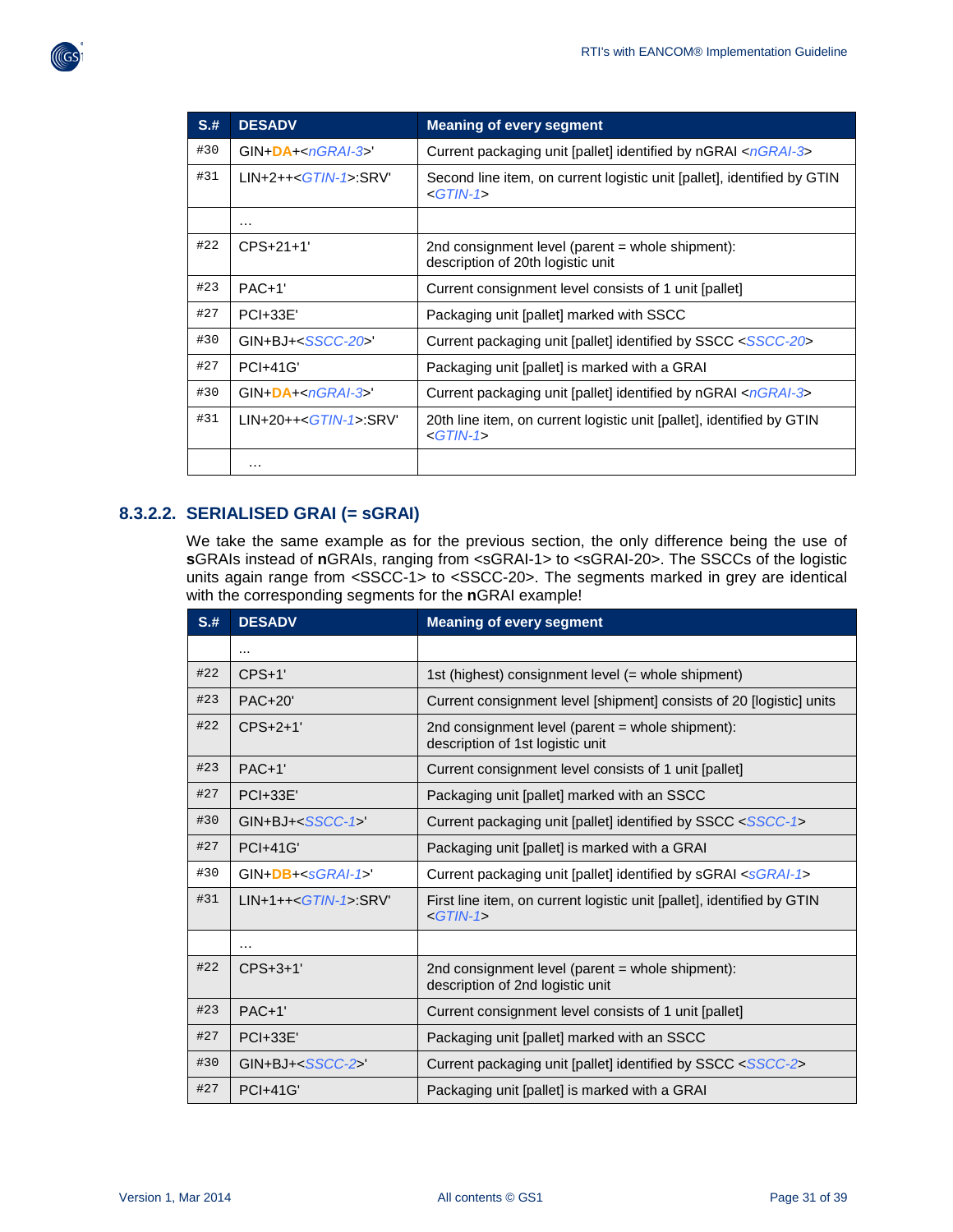| S.# | DESADV | Meaning of every segment |
|---|---|---|
| #30 | GIN+DA+<*nGRAI-3*>' | Current packaging unit [pallet] identified by nGRAI <*nGRAI-3*> |
| #31 | LIN+2++<*GTIN-1*>:SRV' | Second line item, on current logistic unit [pallet], identified by GTIN <*GTIN-1*> |
| | … | |
| #22 | CPS+21+1' | 2nd consignment level (parent = whole shipment): description of 20th logistic unit |
| #23 | PAC+1' | Current consignment level consists of 1 unit [pallet] |
| #27 | PCI+33E' | Packaging unit [pallet] marked with SSCC |
| #30 | GIN+BJ+<*SSCC-20*>' | Current packaging unit [pallet] identified by SSCC <*SSCC-20*> |
| #27 | PCI+41G' | Packaging unit [pallet] is marked with a GRAI |
| #30 | GIN+DA+<*nGRAI-3*>' | Current packaging unit [pallet] identified by nGRAI <*nGRAI-3*> |
| #31 | LIN+20++<*GTIN-1*>:SRV' | 20th line item, on current logistic unit [pallet], identified by GTIN <*GTIN-1*> |
| | … | |

### 8.3.2.2. SERIALISED GRAI (= sGRAI)

We take the same example as for the previous section, the only difference being the use of **s**GRAIs instead of **n**GRAIs, ranging from <sGRAI-1> to <sGRAI-20>. The SSCCs of the logistic units again range from <SSCC-1> to <SSCC-20>. The segments marked in grey are identical with the corresponding segments for the **n**GRAI example!

| S.# | DESADV | Meaning of every segment |
|---|---|---|
| | ... | |
| #22 | CPS+1' | 1st (highest) consignment level (= whole shipment) |
| #23 | PAC+20' | Current consignment level [shipment] consists of 20 [logistic] units |
| #22 | CPS+2+1' | 2nd consignment level (parent = whole shipment): description of 1st logistic unit |
| #23 | PAC+1' | Current consignment level consists of 1 unit [pallet] |
| #27 | PCI+33E' | Packaging unit [pallet] marked with an SSCC |
| #30 | GIN+BJ+<*SSCC-1*>' | Current packaging unit [pallet] identified by SSCC <*SSCC-1*> |
| #27 | PCI+41G' | Packaging unit [pallet] is marked with a GRAI |
| #30 | GIN+DB+<*sGRAI-1*>' | Current packaging unit [pallet] identified by sGRAI <*sGRAI-1*> |
| #31 | LIN+1++<*GTIN-1*>:SRV' | First line item, on current logistic unit [pallet], identified by GTIN <*GTIN-1*> |
| | … | |
| #22 | CPS+3+1' | 2nd consignment level (parent = whole shipment): description of 2nd logistic unit |
| #23 | PAC+1' | Current consignment level consists of 1 unit [pallet] |
| #27 | PCI+33E' | Packaging unit [pallet] marked with an SSCC |
| #30 | GIN+BJ+<*SSCC-2*>' | Current packaging unit [pallet] identified by SSCC <*SSCC-2*> |
| #27 | PCI+41G' | Packaging unit [pallet] is marked with a GRAI |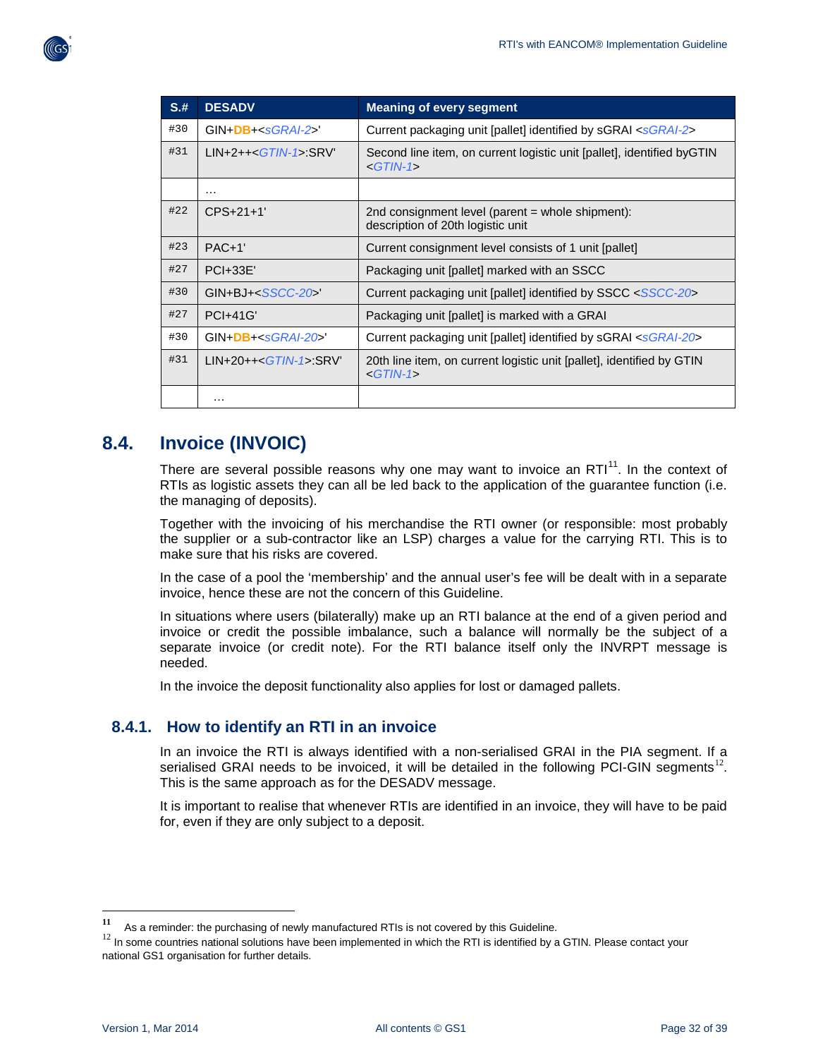| S.# | DESADV | Meaning of every segment |
| --- | --- | --- |
| #30 | GIN+DB+<sGRAI-2>' | Current packaging unit [pallet] identified by sGRAI <sGRAI-2> |
| #31 | LIN+2++<GTIN-1>:SRV' | Second line item, on current logistic unit [pallet], identified byGTIN <GTIN-1> |
| | … | |
| #22 | CPS+21+1' | 2nd consignment level (parent = whole shipment): description of 20th logistic unit |
| #23 | PAC+1' | Current consignment level consists of 1 unit [pallet] |
| #27 | PCI+33E' | Packaging unit [pallet] marked with an SSCC |
| #30 | GIN+BJ+<SSCC-20>' | Current packaging unit [pallet] identified by SSCC <SSCC-20> |
| #27 | PCI+41G' | Packaging unit [pallet] is marked with a GRAI |
| #30 | GIN+DB+<sGRAI-20>' | Current packaging unit [pallet] identified by sGRAI <sGRAI-20> |
| #31 | LIN+20++<GTIN-1>:SRV' | 20th line item, on current logistic unit [pallet], identified by GTIN <GTIN-1> |
| | … | |

## 8.4. Invoice (INVOIC)

There are several possible reasons why one may want to invoice an RTI[11]. In the context of RTIs as logistic assets they can all be led back to the application of the guarantee function (i.e. the managing of deposits).

Together with the invoicing of his merchandise the RTI owner (or responsible: most probably the supplier or a sub-contractor like an LSP) charges a value for the carrying RTI. This is to make sure that his risks are covered.

In the case of a pool the 'membership' and the annual user's fee will be dealt with in a separate invoice, hence these are not the concern of this Guideline.

In situations where users (bilaterally) make up an RTI balance at the end of a given period and invoice or credit the possible imbalance, such a balance will normally be the subject of a separate invoice (or credit note). For the RTI balance itself only the INVRPT message is needed.

In the invoice the deposit functionality also applies for lost or damaged pallets.

### 8.4.1. How to identify an RTI in an invoice

In an invoice the RTI is always identified with a non-serialised GRAI in the PIA segment. If a serialised GRAI needs to be invoiced, it will be detailed in the following PCI-GIN segments[12]. This is the same approach as for the DESADV message.

It is important to realise that whenever RTIs are identified in an invoice, they will have to be paid for, even if they are only subject to a deposit.

---

[11] As a reminder: the purchasing of newly manufactured RTIs is not covered by this Guideline.

[12] In some countries national solutions have been implemented in which the RTI is identified by a GTIN. Please contact your national GS1 organisation for further details.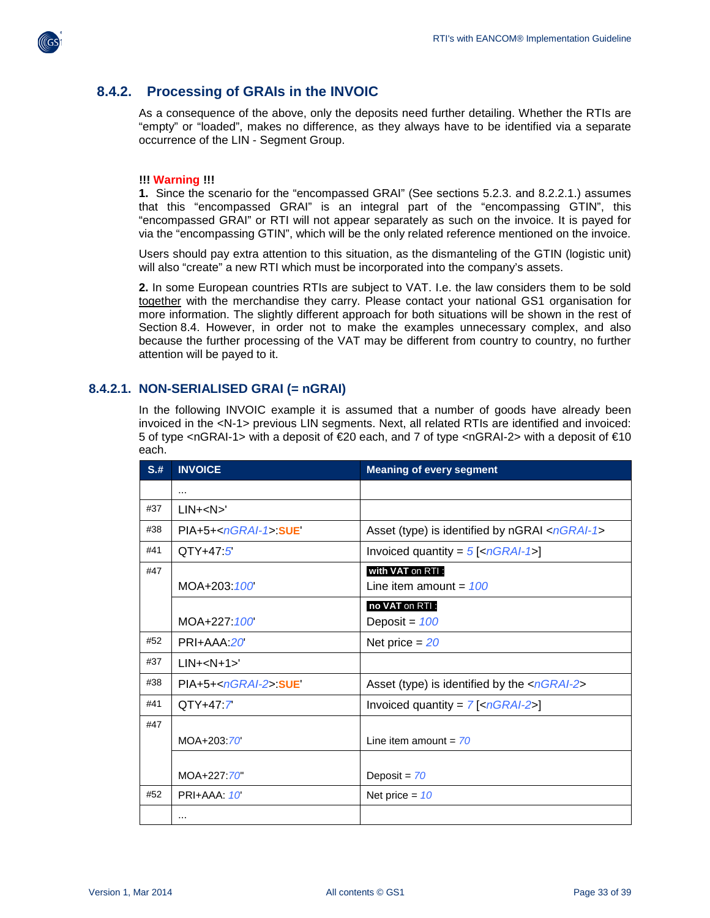## 8.4.2. Processing of GRAIs in the INVOIC

As a consequence of the above, only the deposits need further detailing. Whether the RTIs are "empty" or "loaded", makes no difference, as they always have to be identified via a separate occurrence of the LIN - Segment Group.

**!!! Warning !!!**

**1.** Since the scenario for the "encompassed GRAI" (See sections 5.2.3. and 8.2.2.1.) assumes that this "encompassed GRAI" is an integral part of the "encompassing GTIN", this "encompassed GRAI" or RTI will not appear separately as such on the invoice. It is payed for via the "encompassing GTIN", which will be the only related reference mentioned on the invoice.

Users should pay extra attention to this situation, as the dismanteling of the GTIN (logistic unit) will also "create" a new RTI which must be incorporated into the company's assets.

**2.** In some European countries RTIs are subject to VAT. I.e. the law considers them to be sold together with the merchandise they carry. Please contact your national GS1 organisation for more information. The slightly different approach for both situations will be shown in the rest of Section 8.4. However, in order not to make the examples unnecessary complex, and also because the further processing of the VAT may be different from country to country, no further attention will be payed to it.

### 8.4.2.1. NON-SERIALISED GRAI (= nGRAI)

In the following INVOIC example it is assumed that a number of goods have already been invoiced in the <N-1> previous LIN segments. Next, all related RTIs are identified and invoiced: 5 of type <nGRAI-1> with a deposit of €20 each, and 7 of type <nGRAI-2> with a deposit of €10 each.

| S.# | INVOICE | Meaning of every segment |
|---|---|---|
| | ... | |
| #37 | LIN+<N>' | |
| #38 | PIA+5+<*nGRAI-1*>:**SUE**' | Asset (type) is identified by nGRAI <*nGRAI-1*> |
| #41 | QTY+47:*5*' | Invoiced quantity = *5* [<*nGRAI-1*>] |
| #47 | MOA+203:*100*' | **with VAT** on RTI : Line item amount = *100* |
| | MOA+227:*100*' | **no VAT** on RTI : Deposit = *100* |
| #52 | PRI+AAA:*20*' | Net price = *20* |
| #37 | LIN+<N+1>' | |
| #38 | PIA+5+<*nGRAI-2*>:**SUE**' | Asset (type) is identified by the <*nGRAI-2*> |
| #41 | QTY+47:*7*' | Invoiced quantity = *7* [<*nGRAI-2*>] |
| #47 | MOA+203:*70*' | Line item amount = *70* |
| | MOA+227:*70*'' | Deposit = *70* |
| #52 | PRI+AAA: *10*' | Net price = *10* |
| | ... | |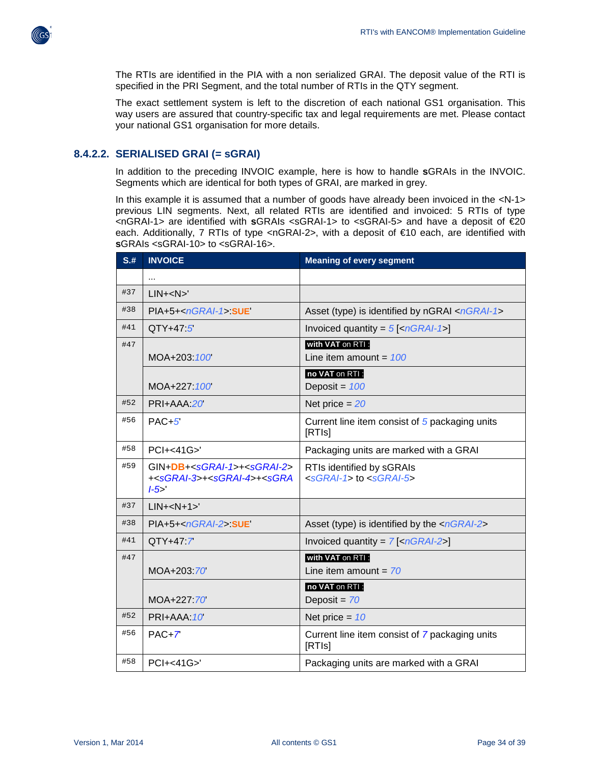The RTIs are identified in the PIA with a non serialized GRAI. The deposit value of the RTI is specified in the PRI Segment, and the total number of RTIs in the QTY segment.

The exact settlement system is left to the discretion of each national GS1 organisation. This way users are assured that country-specific tax and legal requirements are met. Please contact your national GS1 organisation for more details.

### 8.4.2.2. SERIALISED GRAI (= sGRAI)

In addition to the preceding INVOIC example, here is how to handle **s**GRAIs in the INVOIC. Segments which are identical for both types of GRAI, are marked in grey.

In this example it is assumed that a number of goods have already been invoiced in the <N-1> previous LIN segments. Next, all related RTIs are identified and invoiced: 5 RTIs of type <nGRAI-1> are identified with **s**GRAIs <sGRAI-1> to <sGRAI-5> and have a deposit €20 each. Additionally, 7 RTIs of type <nGRAI-2>, with a deposit of €10 each, are identified with **s**GRAIs <sGRAI-10> to <sGRAI-16>.

| S.# | INVOICE | Meaning of every segment |
|---|---|---|
| | ... | |
| #37 | LIN+<N>' | |
| #38 | PIA+5+<*nGRAI-1*>:**SUE**' | Asset (type) is identified by nGRAI <*nGRAI-1*> |
| #41 | QTY+47:*5*' | Invoiced quantity = *5* [<*nGRAI-1*>] |
| #47 | MOA+203:*100*' | **with VAT** on RTI : Line item amount = *100* |
| | MOA+227:*100*' | **no VAT** on RTI : Deposit = *100* |
| #52 | PRI+AAA:*20*' | Net price = *20* |
| #56 | PAC+*5*' | Current line item consist of *5* packaging units [RTIs] |
| #58 | PCI+<41G>' | Packaging units are marked with a GRAI |
| #59 | GIN+**DB**+<*sGRAI-1*>+<*sGRAI-2*>+<*sGRAI-3*>+<*sGRAI-4*>+<*sGRAI-5*>' | RTIs identified by sGRAIs <*sGRAI-1*> to <*sGRAI-5*> |
| #37 | LIN+<N+1>' | |
| #38 | PIA+5+<*nGRAI-2*>:**SUE**' | Asset (type) is identified by the <*nGRAI-2*> |
| #41 | QTY+47:*7*' | Invoiced quantity = *7* [<*nGRAI-2*>] |
| #47 | MOA+203:*70*' | **with VAT** on RTI : Line item amount = *70* |
| | MOA+227:*70*' | **no VAT** on RTI : Deposit = *70* |
| #52 | PRI+AAA:*10*' | Net price = *10* |
| #56 | PAC+*7*' | Current line item consist of *7* packaging units [RTIs] |
| #58 | PCI+<41G>' | Packaging units are marked with a GRAI |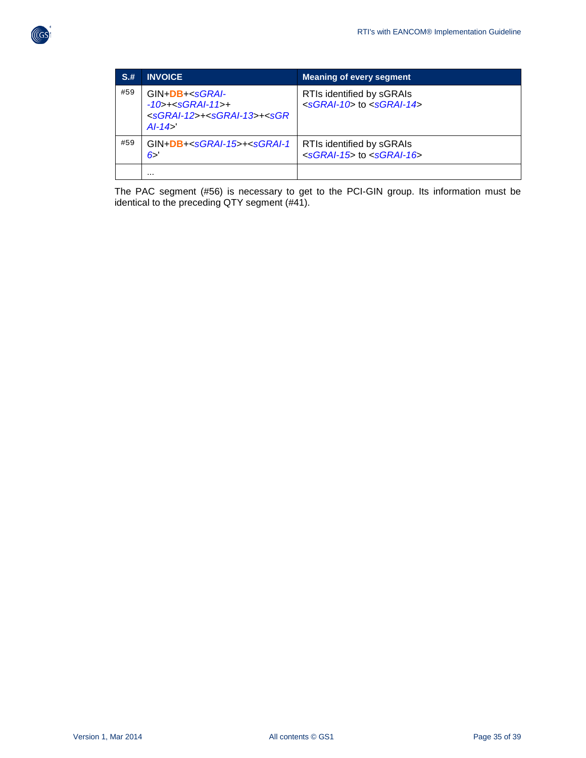| S.# | INVOICE | Meaning of every segment |
|---|---|---|
| #59 | GIN+**DB**+<*sGRAI-10*>+<*sGRAI-11*>+<*sGRAI-12*>+<*sGRAI-13*>+<*sGRAI-14*>' | RTIs identified by sGRAIs <*sGRAI-10*> to <*sGRAI-14*> |
| #59 | GIN+**DB**+<*sGRAI-15*>+<*sGRAI-16*>' | RTIs identified by sGRAIs <*sGRAI-15*> to <*sGRAI-16*> |
| | ... | |

The PAC segment (#56) is necessary to get to the PCI-GIN group. Its information must be identical to the preceding QTY segment (#41).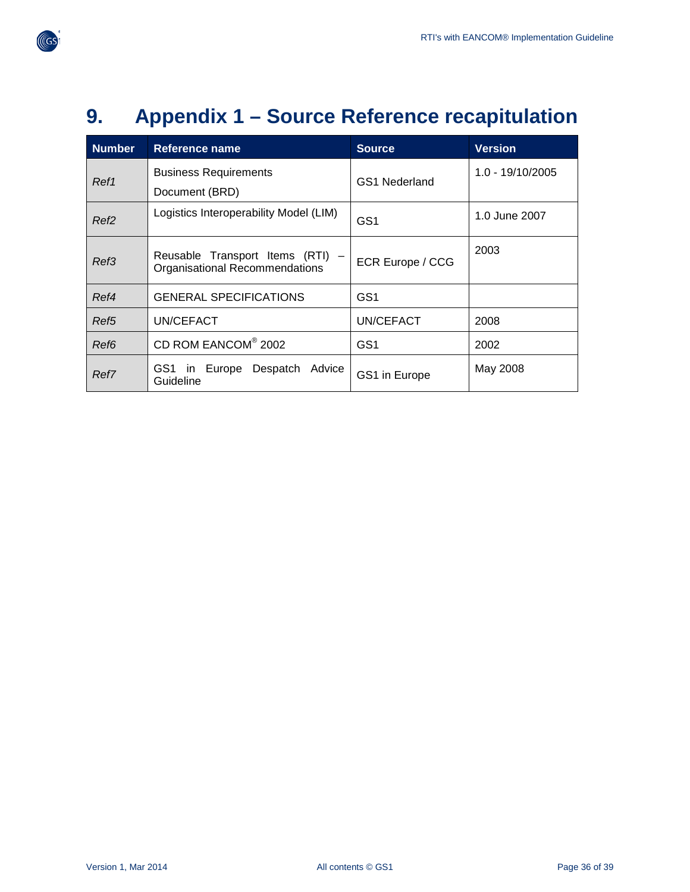# 9. Appendix 1 – Source Reference recapitulation

| Number | Reference name | Source | Version |
|---|---|---|---|
| *Ref1* | Business Requirements Document (BRD) | GS1 Nederland | 1.0 - 19/10/2005 |
| *Ref2* | Logistics Interoperability Model (LIM) | GS1 | 1.0 June 2007 |
| *Ref3* | Reusable Transport Items (RTI) – Organisational Recommendations | ECR Europe / CCG | 2003 |
| *Ref4* | GENERAL SPECIFICATIONS | GS1 | |
| *Ref5* | UN/CEFACT | UN/CEFACT | 2008 |
| *Ref6* | CD ROM EANCOM® 2002 | GS1 | 2002 |
| *Ref7* | GS1 in Europe Despatch Advice Guideline | GS1 in Europe | May 2008 |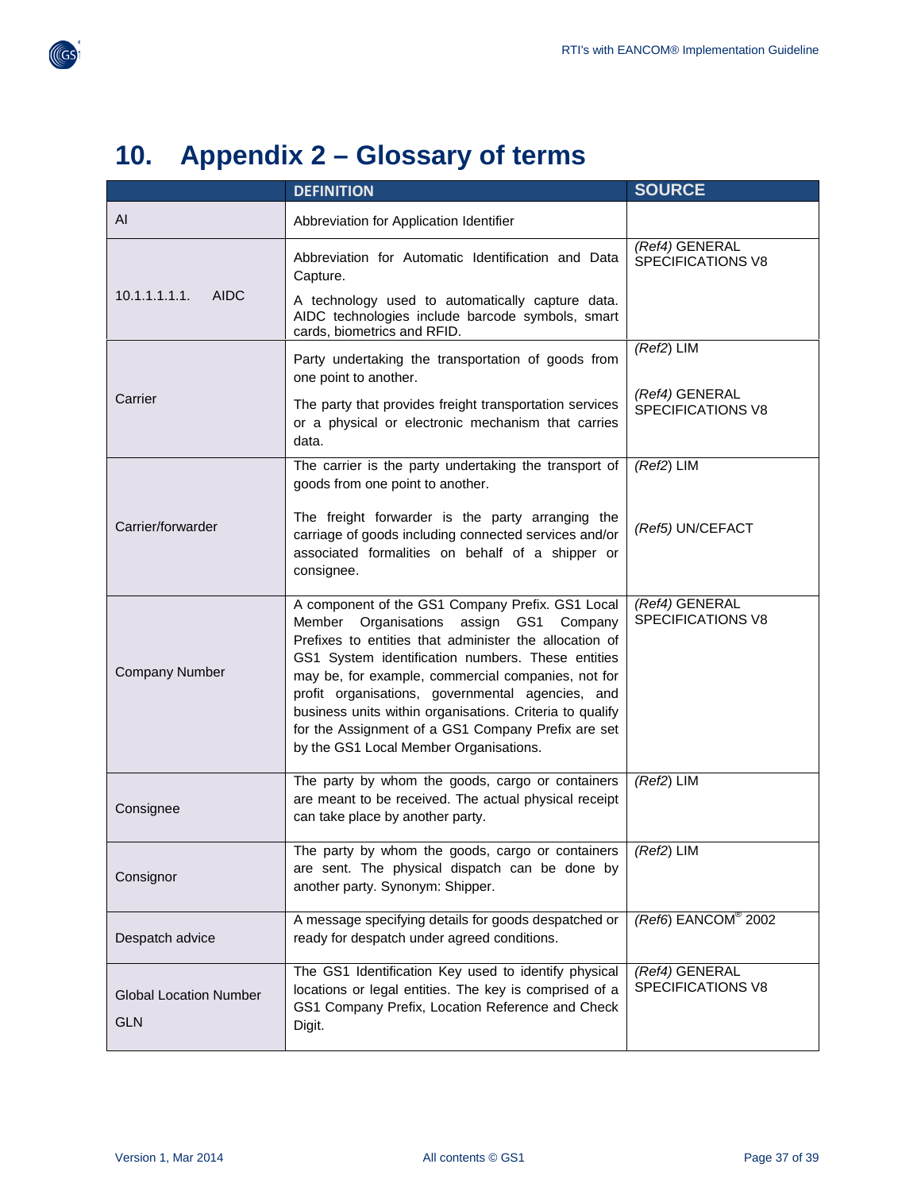# 10. Appendix 2 – Glossary of terms

| | DEFINITION | SOURCE |
|---|---|---|
| AI | Abbreviation for Application Identifier | |
| 10.1.1.1.1.1. AIDC | Abbreviation for Automatic Identification and Data Capture.<br><br>A technology used to automatically capture data. AIDC technologies include barcode symbols, smart cards, biometrics and RFID. | *(Ref4)* GENERAL SPECIFICATIONS V8 |
| Carrier | Party undertaking the transportation of goods from one point to another.<br><br>The party that provides freight transportation services or a physical or electronic mechanism that carries data. | *(Ref2)* LIM<br><br>*(Ref4)* GENERAL SPECIFICATIONS V8 |
| Carrier/forwarder | The carrier is the party undertaking the transport of goods from one point to another.<br><br>The freight forwarder is the party arranging the carriage of goods including connected services and/or associated formalities on behalf of a shipper or consignee. | *(Ref2)* LIM<br><br>*(Ref5)* UN/CEFACT |
| Company Number | A component of the GS1 Company Prefix. GS1 Local Member Organisations assign GS1 Company Prefixes to entities that administer the allocation of GS1 System identification numbers. These entities may be, for example, commercial companies, not for profit organisations, governmental agencies, and business units within organisations. Criteria to qualify for the Assignment of a GS1 Company Prefix are set by the GS1 Local Member Organisations. | *(Ref4)* GENERAL SPECIFICATIONS V8 |
| Consignee | The party by whom the goods, cargo or containers are meant to be received. The actual physical receipt can take place by another party. | *(Ref2)* LIM |
| Consignor | The party by whom the goods, cargo or containers are sent. The physical dispatch can be done by another party. Synonym: Shipper. | *(Ref2)* LIM |
| Despatch advice | A message specifying details for goods despatched or ready for despatch under agreed conditions. | *(Ref6)* EANCOM® 2002 |
| Global Location Number<br><br>GLN | The GS1 Identification Key used to identify physical locations or legal entities. The key is comprised of a GS1 Company Prefix, Location Reference and Check Digit. | *(Ref4)* GENERAL SPECIFICATIONS V8 |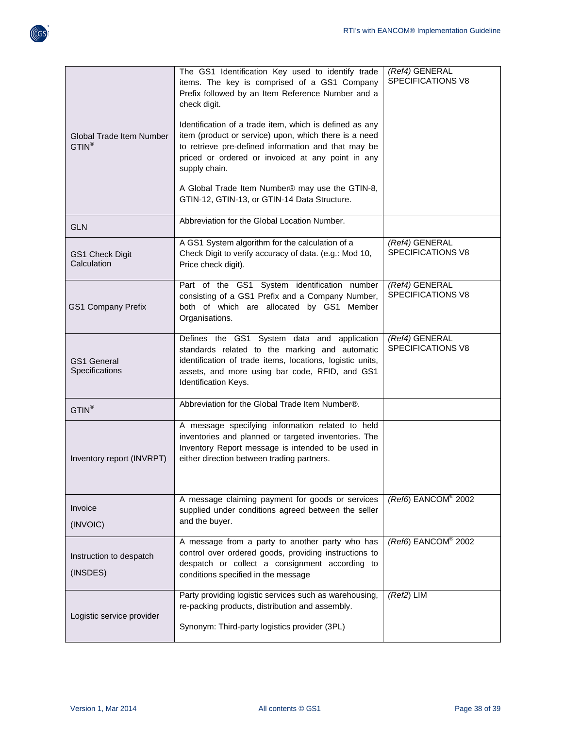| | | |
|---|---|---|
| Global Trade Item Number GTIN® | The GS1 Identification Key used to identify trade items. The key is comprised of a GS1 Company Prefix followed by an Item Reference Number and a check digit.<br><br>Identification of a trade item, which is defined as any item (product or service) upon, which there is a need to retrieve pre-defined information and that may be priced or ordered or invoiced at any point in any supply chain.<br><br>A Global Trade Item Number® may use the GTIN-8, GTIN-12, GTIN-13, or GTIN-14 Data Structure. | *(Ref4)* GENERAL SPECIFICATIONS V8 |
| GLN | Abbreviation for the Global Location Number. | |
| GS1 Check Digit Calculation | A GS1 System algorithm for the calculation of a Check Digit to verify accuracy of data. (e.g.: Mod 10, Price check digit). | *(Ref4)* GENERAL SPECIFICATIONS V8 |
| GS1 Company Prefix | Part of the GS1 System identification number consisting of a GS1 Prefix and a Company Number, both of which are allocated by GS1 Member Organisations. | *(Ref4)* GENERAL SPECIFICATIONS V8 |
| GS1 General Specifications | Defines the GS1 System data and application standards related to the marking and automatic identification of trade items, locations, logistic units, assets, and more using bar code, RFID, and GS1 Identification Keys. | *(Ref4)* GENERAL SPECIFICATIONS V8 |
| GTIN® | Abbreviation for the Global Trade Item Number®. | |
| Inventory report (INVRPT) | A message specifying information related to held inventories and planned or targeted inventories. The Inventory Report message is intended to be used in either direction between trading partners. | |
| Invoice<br><br>(INVOIC) | A message claiming payment for goods or services supplied under conditions agreed between the seller and the buyer. | *(Ref6)* EANCOM® 2002 |
| Instruction to despatch<br><br>(INSDES) | A message from a party to another party who has control over ordered goods, providing instructions to despatch or collect a consignment according to conditions specified in the message | *(Ref6)* EANCOM® 2002 |
| Logistic service provider | Party providing logistic services such as warehousing, re-packing products, distribution and assembly.<br><br>Synonym: Third-party logistics provider (3PL) | *(Ref2)* LIM |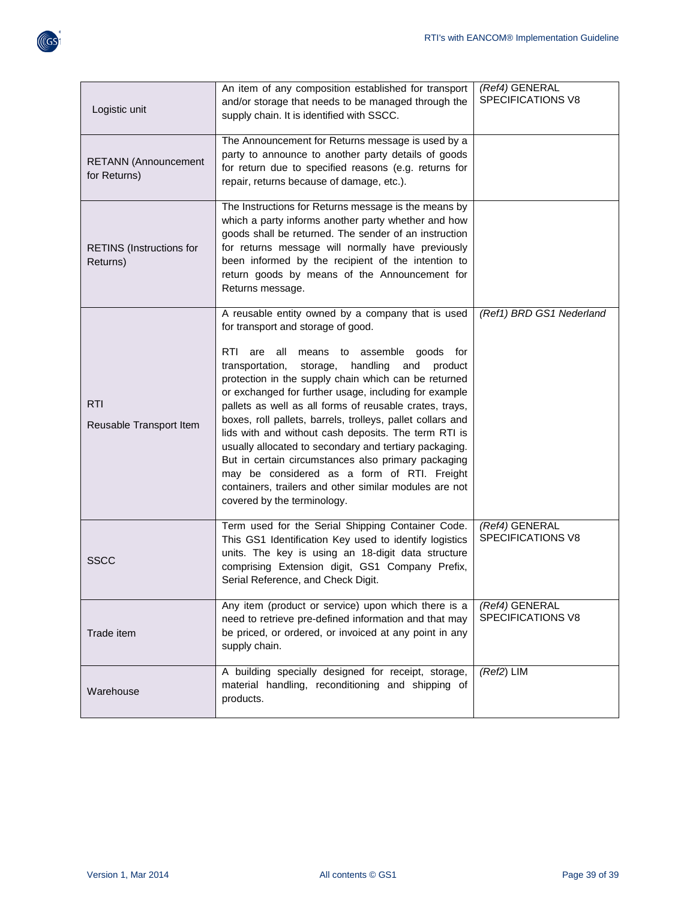| | | |
|---|---|---|
| Logistic unit | An item of any composition established for transport and/or storage that needs to be managed through the supply chain. It is identified with SSCC. | *(Ref4)* GENERAL SPECIFICATIONS V8 |
| RETANN (Announcement for Returns) | The Announcement for Returns message is used by a party to announce to another party details of goods for return due to specified reasons (e.g. returns for repair, returns because of damage, etc.). | |
| RETINS (Instructions for Returns) | The Instructions for Returns message is the means by which a party informs another party whether and how goods shall be returned. The sender of an instruction for returns message will normally have previously been informed by the recipient of the intention to return goods by means of the Announcement for Returns message. | |
| RTI<br><br>Reusable Transport Item | A reusable entity owned by a company that is used for transport and storage of good.<br><br>RTI are all means to assemble goods for transportation, storage, handling and product protection in the supply chain which can be returned or exchanged for further usage, including for example pallets as well as all forms of reusable crates, trays, boxes, roll pallets, barrels, trolleys, pallet collars and lids with and without cash deposits. The term RTI is usually allocated to secondary and tertiary packaging. But in certain circumstances also primary packaging may be considered as a form of RTI. Freight containers, trailers and other similar modules are not covered by the terminology. | *(Ref1) BRD GS1 Nederland* |
| SSCC | Term used for the Serial Shipping Container Code. This GS1 Identification Key used to identify logistics units. The key is using an 18-digit data structure comprising Extension digit, GS1 Company Prefix, Serial Reference, and Check Digit. | *(Ref4)* GENERAL SPECIFICATIONS V8 |
| Trade item | Any item (product or service) upon which there is a need to retrieve pre-defined information and that may be priced, or ordered, or invoiced at any point in any supply chain. | *(Ref4)* GENERAL SPECIFICATIONS V8 |
| Warehouse | A building specially designed for receipt, storage, material handling, reconditioning and shipping of products. | *(Ref2)* LIM |